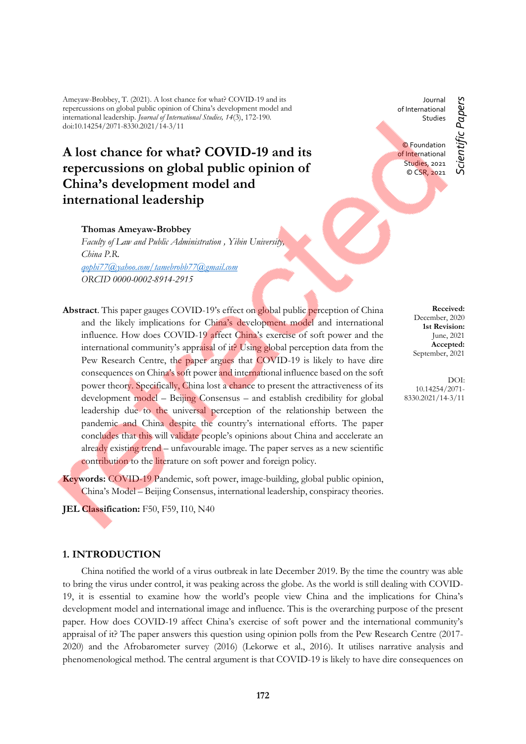Ameyaw-Brobbey, T. (2021). A lost chance for what? COVID-19 and its repercussions on global public opinion of China's development model and international leadership. *Journal of International Studies, 14*(3), 172-190. doi:10.14254/2071-8330.2021/14-3/11

Journal of International Studies

© Foundation of International Studies, 2021
© CSR, 2021

*Scientific Papers*

# A lost chance for what? COVID-19 and its repercussions on global public opinion of China's development model and international leadership

**Thomas Ameyaw-Brobbey**
*Faculty of Law and Public Administration , Yibin University, China P.R.*
*qopbi77@yahoo.com/ tamebrobb77@gmail.com*
*ORCID 0000-0002-8914-2915*

**Received:** December, 2020
**1st Revision:** June, 2021
**Accepted:** September, 2021

DOI: 10.14254/2071-8330.2021/14-3/11

**Abstract**. This paper gauges COVID-19's effect on global public perception of China and the likely implications for China's development model and international influence. How does COVID-19 affect China's exercise of soft power and the international community's appraisal of it? Using global perception data from the Pew Research Centre, the paper argues that COVID-19 is likely to have dire consequences on China's soft power and international influence based on the soft power theory. Specifically, China lost a chance to present the attractiveness of its development model – Beijing Consensus – and establish credibility for global leadership due to the universal perception of the relationship between the pandemic and China despite the country's international efforts. The paper concludes that this will validate people's opinions about China and accelerate an already existing trend – unfavourable image. The paper serves as a new scientific contribution to the literature on soft power and foreign policy.

**Keywords:** COVID-19 Pandemic, soft power, image-building, global public opinion, China's Model – Beijing Consensus, international leadership, conspiracy theories.

**JEL Classification:** F50, F59, I10, N40

## 1. INTRODUCTION

China notified the world of a virus outbreak in late December 2019. By the time the country was able to bring the virus under control, it was peaking across the globe. As the world is still dealing with COVID-19, it is essential to examine how the world's people view China and the implications for China's development model and international image and influence. This is the overarching purpose of the present paper. How does COVID-19 affect China's exercise of soft power and the international community's appraisal of it? The paper answers this question using opinion polls from the Pew Research Centre (2017-2020) and the Afrobarometer survey (2016) (Lekorwe et al., 2016). It utilises narrative analysis and phenomenological method. The central argument is that COVID-19 is likely to have dire consequences on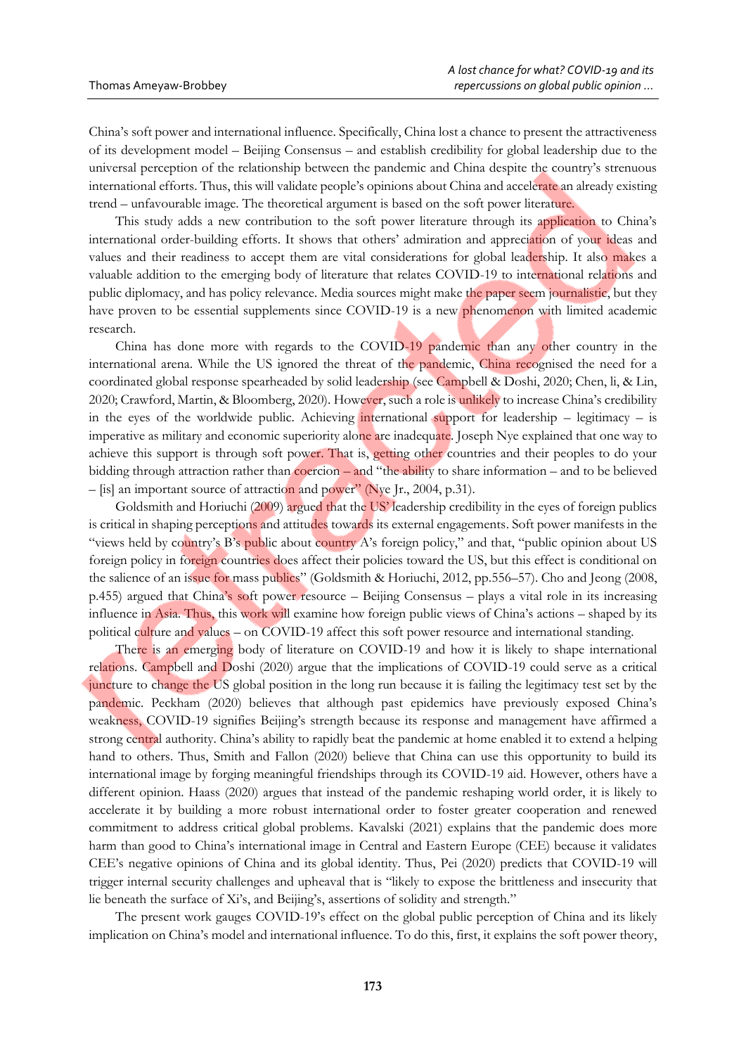China's soft power and international influence. Specifically, China lost a chance to present the attractiveness of its development model – Beijing Consensus – and establish credibility for global leadership due to the universal perception of the relationship between the pandemic and China despite the country's strenuous international efforts. Thus, this will validate people's opinions about China and accelerate an already existing trend – unfavourable image. The theoretical argument is based on the soft power literature.

This study adds a new contribution to the soft power literature through its application to China's international order-building efforts. It shows that others' admiration and appreciation of your ideas and values and their readiness to accept them are vital considerations for global leadership. It also makes a valuable addition to the emerging body of literature that relates COVID-19 to international relations and public diplomacy, and has policy relevance. Media sources might make the paper seem journalistic, but they have proven to be essential supplements since COVID-19 is a new phenomenon with limited academic research.

China has done more with regards to the COVID-19 pandemic than any other country in the international arena. While the US ignored the threat of the pandemic, China recognised the need for a coordinated global response spearheaded by solid leadership (see Campbell & Doshi, 2020; Chen, li, & Lin, 2020; Crawford, Martin, & Bloomberg, 2020). However, such a role is unlikely to increase China's credibility in the eyes of the worldwide public. Achieving international support for leadership – legitimacy – is imperative as military and economic superiority alone are inadequate. Joseph Nye explained that one way to achieve this support is through soft power. That is, getting other countries and their peoples to do your bidding through attraction rather than coercion – and "the ability to share information – and to be believed – [is] an important source of attraction and power" (Nye Jr., 2004, p.31).

Goldsmith and Horiuchi (2009) argued that the US' leadership credibility in the eyes of foreign publics is critical in shaping perceptions and attitudes towards its external engagements. Soft power manifests in the "views held by country's B's public about country A's foreign policy," and that, "public opinion about US foreign policy in foreign countries does affect their policies toward the US, but this effect is conditional on the salience of an issue for mass publics" (Goldsmith & Horiuchi, 2012, pp.556–57). Cho and Jeong (2008, p.455) argued that China's soft power resource – Beijing Consensus – plays a vital role in its increasing influence in Asia. Thus, this work will examine how foreign public views of China's actions – shaped by its political culture and values – on COVID-19 affect this soft power resource and international standing.

There is an emerging body of literature on COVID-19 and how it is likely to shape international relations. Campbell and Doshi (2020) argue that the implications of COVID-19 could serve as a critical juncture to change the US global position in the long run because it is failing the legitimacy test set by the pandemic. Peckham (2020) believes that although past epidemics have previously exposed China's weakness, COVID-19 signifies Beijing's strength because its response and management have affirmed a strong central authority. China's ability to rapidly beat the pandemic at home enabled it to extend a helping hand to others. Thus, Smith and Fallon (2020) believe that China can use this opportunity to build its international image by forging meaningful friendships through its COVID-19 aid. However, others have a different opinion. Haass (2020) argues that instead of the pandemic reshaping world order, it is likely to accelerate it by building a more robust international order to foster greater cooperation and renewed commitment to address critical global problems. Kavalski (2021) explains that the pandemic does more harm than good to China's international image in Central and Eastern Europe (CEE) because it validates CEE's negative opinions of China and its global identity. Thus, Pei (2020) predicts that COVID-19 will trigger internal security challenges and upheaval that is "likely to expose the brittleness and insecurity that lie beneath the surface of Xi's, and Beijing's, assertions of solidity and strength."

The present work gauges COVID-19's effect on the global public perception of China and its likely implication on China's model and international influence. To do this, first, it explains the soft power theory,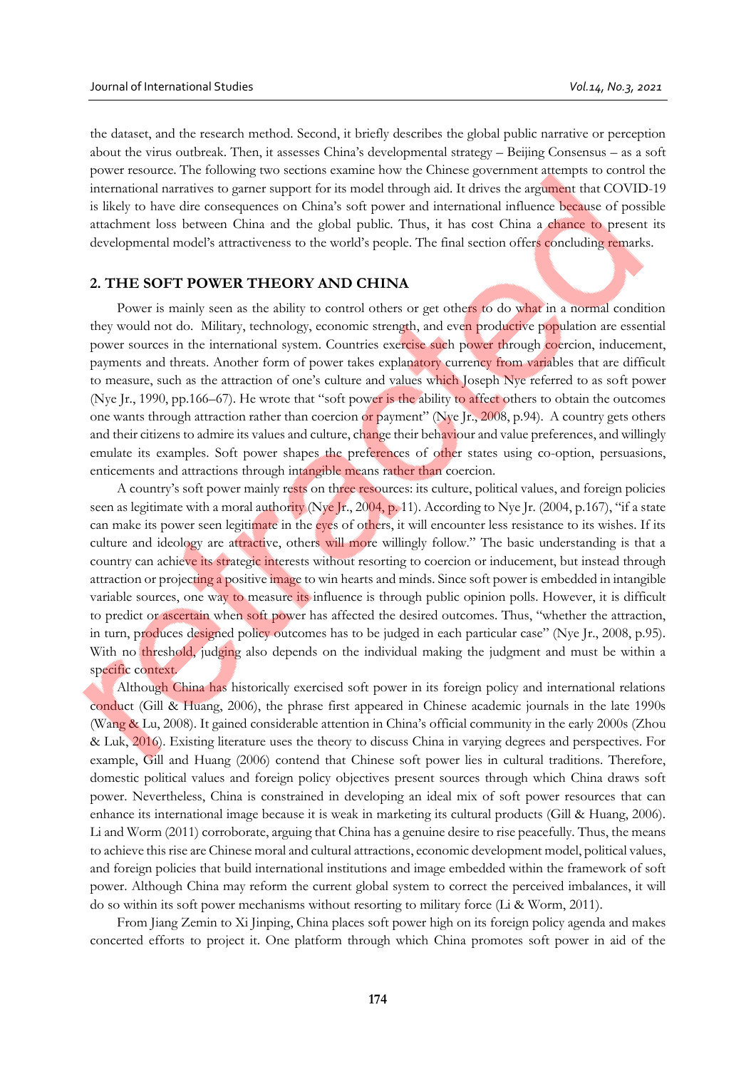the dataset, and the research method. Second, it briefly describes the global public narrative or perception about the virus outbreak. Then, it assesses China's developmental strategy – Beijing Consensus – as a soft power resource. The following two sections examine how the Chinese government attempts to control the international narratives to garner support for its model through aid. It drives the argument that COVID-19 is likely to have dire consequences on China's soft power and international influence because of possible attachment loss between China and the global public. Thus, it has cost China a chance to present its developmental model's attractiveness to the world's people. The final section offers concluding remarks.

## 2. THE SOFT POWER THEORY AND CHINA

Power is mainly seen as the ability to control others or get others to do what in a normal condition they would not do. Military, technology, economic strength, and even productive population are essential power sources in the international system. Countries exercise such power through coercion, inducement, payments and threats. Another form of power takes explanatory currency from variables that are difficult to measure, such as the attraction of one's culture and values which Joseph Nye referred to as soft power (Nye Jr., 1990, pp.166–67). He wrote that "soft power is the ability to affect others to obtain the outcomes one wants through attraction rather than coercion or payment" (Nye Jr., 2008, p.94). A country gets others and their citizens to admire its values and culture, change their behaviour and value preferences, and willingly emulate its examples. Soft power shapes the preferences of other states using co-option, persuasions, enticements and attractions through intangible means rather than coercion.

A country's soft power mainly rests on three resources: its culture, political values, and foreign policies seen as legitimate with a moral authority (Nye Jr., 2004, p. 11). According to Nye Jr. (2004, p.167), "if a state can make its power seen legitimate in the eyes of others, it will encounter less resistance to its wishes. If its culture and ideology are attractive, others will more willingly follow." The basic understanding is that a country can achieve its strategic interests without resorting to coercion or inducement, but instead through attraction or projecting a positive image to win hearts and minds. Since soft power is embedded in intangible variable sources, one way to measure its influence is through public opinion polls. However, it is difficult to predict or ascertain when soft power has affected the desired outcomes. Thus, "whether the attraction, in turn, produces designed policy outcomes has to be judged in each particular case" (Nye Jr., 2008, p.95). With no threshold, judging also depends on the individual making the judgment and must be within a specific context.

Although China has historically exercised soft power in its foreign policy and international relations conduct (Gill & Huang, 2006), the phrase first appeared in Chinese academic journals in the late 1990s (Wang & Lu, 2008). It gained considerable attention in China's official community in the early 2000s (Zhou & Luk, 2016). Existing literature uses the theory to discuss China in varying degrees and perspectives. For example, Gill and Huang (2006) contend that Chinese soft power lies in cultural traditions. Therefore, domestic political values and foreign policy objectives present sources through which China draws soft power. Nevertheless, China is constrained in developing an ideal mix of soft power resources that can enhance its international image because it is weak in marketing its cultural products (Gill & Huang, 2006). Li and Worm (2011) corroborate, arguing that China has a genuine desire to rise peacefully. Thus, the means to achieve this rise are Chinese moral and cultural attractions, economic development model, political values, and foreign policies that build international institutions and image embedded within the framework of soft power. Although China may reform the current global system to correct the perceived imbalances, it will do so within its soft power mechanisms without resorting to military force (Li & Worm, 2011).

From Jiang Zemin to Xi Jinping, China places soft power high on its foreign policy agenda and makes concerted efforts to project it. One platform through which China promotes soft power in aid of the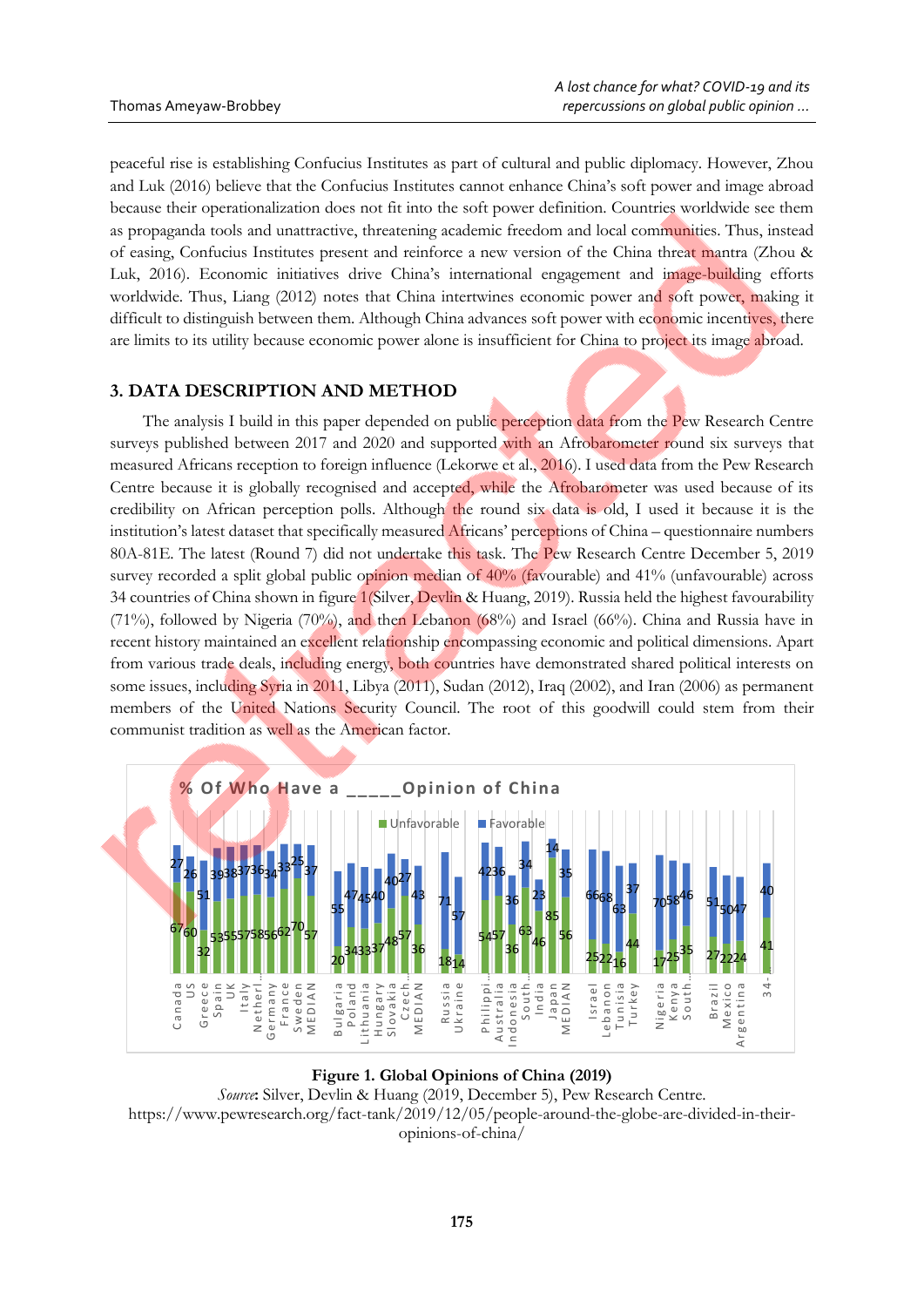peaceful rise is establishing Confucius Institutes as part of cultural and public diplomacy. However, Zhou and Luk (2016) believe that the Confucius Institutes cannot enhance China's soft power and image abroad because their operationalization does not fit into the soft power definition. Countries worldwide see them as propaganda tools and unattractive, threatening academic freedom and local communities. Thus, instead of easing, Confucius Institutes present and reinforce a new version of the China threat mantra (Zhou & Luk, 2016). Economic initiatives drive China's international engagement and image-building efforts worldwide. Thus, Liang (2012) notes that China intertwines economic power and soft power, making it difficult to distinguish between them. Although China advances soft power with economic incentives, there are limits to its utility because economic power alone is insufficient for China to project its image abroad.

## 3. DATA DESCRIPTION AND METHOD

The analysis I build in this paper depended on public perception data from the Pew Research Centre surveys published between 2017 and 2020 and supported with an Afrobarometer round six surveys that measured Africans reception to foreign influence (Lekorwe et al., 2016). I used data from the Pew Research Centre because it is globally recognised and accepted, while the Afrobarometer was used because of its credibility on African perception polls. Although the round six data is old, I used it because it is the institution's latest dataset that specifically measured Africans' perceptions of China – questionnaire numbers 80A-81E. The latest (Round 7) did not undertake this task. The Pew Research Centre December 5, 2019 survey recorded a split global public opinion median of 40% (favourable) and 41% (unfavourable) across 34 countries of China shown in figure 1(Silver, Devlin & Huang, 2019). Russia held the highest favourability (71%), followed by Nigeria (70%), and then Lebanon (68%) and Israel (66%). China and Russia have in recent history maintained an excellent relationship encompassing economic and political dimensions. Apart from various trade deals, including energy, both countries have demonstrated shared political interests on some issues, including Syria in 2011, Libya (2011), Sudan (2012), Iraq (2002), and Iran (2006) as permanent members of the United Nations Security Council. The root of this goodwill could stem from their communist tradition as well as the American factor.

**Figure 1. Global Opinions of China (2019)**

*Source*: Silver, Devlin & Huang (2019, December 5), Pew Research Centre. https://www.pewresearch.org/fact-tank/2019/12/05/people-around-the-globe-are-divided-in-their-opinions-of-china/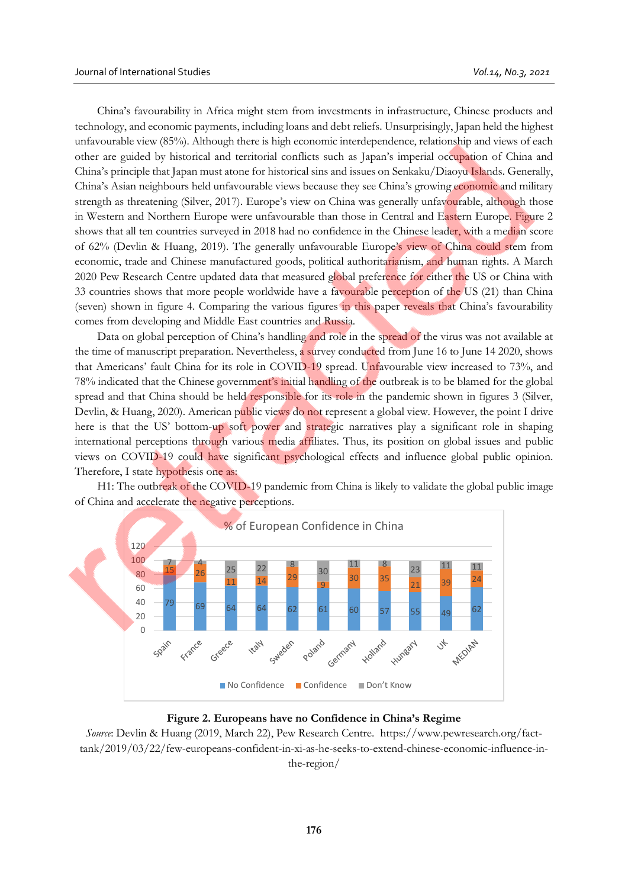China's favourability in Africa might stem from investments in infrastructure, Chinese products and technology, and economic payments, including loans and debt reliefs. Unsurprisingly, Japan held the highest unfavourable view (85%). Although there is high economic interdependence, relationship and views of each other are guided by historical and territorial conflicts such as Japan's imperial occupation of China and China's principle that Japan must atone for historical sins and issues on Senkaku/Diaoyu Islands. Generally, China's Asian neighbours held unfavourable views because they see China's growing economic and military strength as threatening (Silver, 2017). Europe's view on China was generally unfavourable, although those in Western and Northern Europe were unfavourable than those in Central and Eastern Europe. Figure 2 shows that all ten countries surveyed in 2018 had no confidence in the Chinese leader, with a median score of 62% (Devlin & Huang, 2019). The generally unfavourable Europe's view of China could stem from economic, trade and Chinese manufactured goods, political authoritarianism, and human rights. A March 2020 Pew Research Centre updated data that measured global preference for either the US or China with 33 countries shows that more people worldwide have a favourable perception of the US (21) than China (seven) shown in figure 4. Comparing the various figures in this paper reveals that China's favourability comes from developing and Middle East countries and Russia.

Data on global perception of China's handling and role in the spread of the virus was not available at the time of manuscript preparation. Nevertheless, a survey conducted from June 16 to June 14 2020, shows that Americans' fault China for its role in COVID-19 spread. Unfavourable view increased to 73%, and 78% indicated that the Chinese government's initial handling of the outbreak is to be blamed for the global spread and that China should be held responsible for its role in the pandemic shown in figures 3 (Silver, Devlin, & Huang, 2020). American public views do not represent a global view. However, the point I drive here is that the US' bottom-up soft power and strategic narratives play a significant role in shaping international perceptions through various media affiliates. Thus, its position on global issues and public views on COVID-19 could have significant psychological effects and influence global public opinion. Therefore, I state hypothesis one as:

H1: The outbreak of the COVID-19 pandemic from China is likely to validate the global public image of China and accelerate the negative perceptions.

**% of European Confidence in China**

| Country | No Confidence | Confidence | Don't Know |
|---|---|---|---|
| Spain | 79 | 15 | 7 |
| France | 69 | 26 | 4 |
| Greece | 64 | 11 | 25 |
| Italy | 64 | 14 | 22 |
| Sweden | 62 | 29 | 8 |
| Poland | 61 | 9 | 30 |
| Germany | 60 | 30 | 11 |
| Holland | 57 | 35 | 8 |
| Hungary | 55 | 21 | 23 |
| UK | 49 | 39 | 11 |
| MEDIAN | 62 | 24 | 11 |

**Figure 2. Europeans have no Confidence in China's Regime**

*Source*: Devlin & Huang (2019, March 22), Pew Research Centre. https://www.pewresearch.org/fact-tank/2019/03/22/few-europeans-confident-in-xi-as-he-seeks-to-extend-chinese-economic-influence-in-the-region/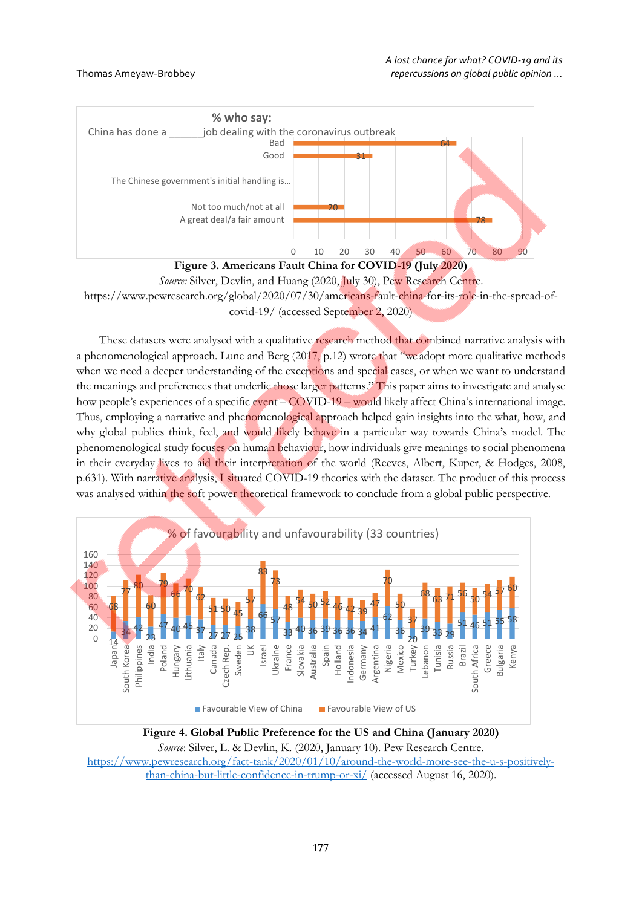**Figure 3. Americans Fault China for COVID-19 (July 2020)**

*Source:* Silver, Devlin, and Huang (2020, July 30), Pew Research Centre. https://www.pewresearch.org/global/2020/07/30/americans-fault-china-for-its-role-in-the-spread-of-covid-19/ (accessed September 2, 2020)

These datasets were analysed with a qualitative research method that combined narrative analysis with a phenomenological approach. Lune and Berg (2017, p.12) wrote that "we adopt more qualitative methods when we need a deeper understanding of the exceptions and special cases, or when we want to understand the meanings and preferences that underlie those larger patterns." This paper aims to investigate and analyse how people's experiences of a specific event – COVID-19 – would likely affect China's international image. Thus, employing a narrative and phenomenological approach helped gain insights into the what, how, and why global publics think, feel, and would likely behave in a particular way towards China's model. The phenomenological study focuses on human behaviour, how individuals give meanings to social phenomena in their everyday lives to aid their interpretation of the world (Reeves, Albert, Kuper, & Hodges, 2008, p.631). With narrative analysis, I situated COVID-19 theories with the dataset. The product of this process was analysed within the soft power theoretical framework to conclude from a global public perspective.

**Figure 4. Global Public Preference for the US and China (January 2020)**

*Source*: Silver, L. & Devlin, K. (2020, January 10). Pew Research Centre. https://www.pewresearch.org/fact-tank/2020/01/10/around-the-world-more-see-the-u-s-positively-than-china-but-little-confidence-in-trump-or-xi/ (accessed August 16, 2020).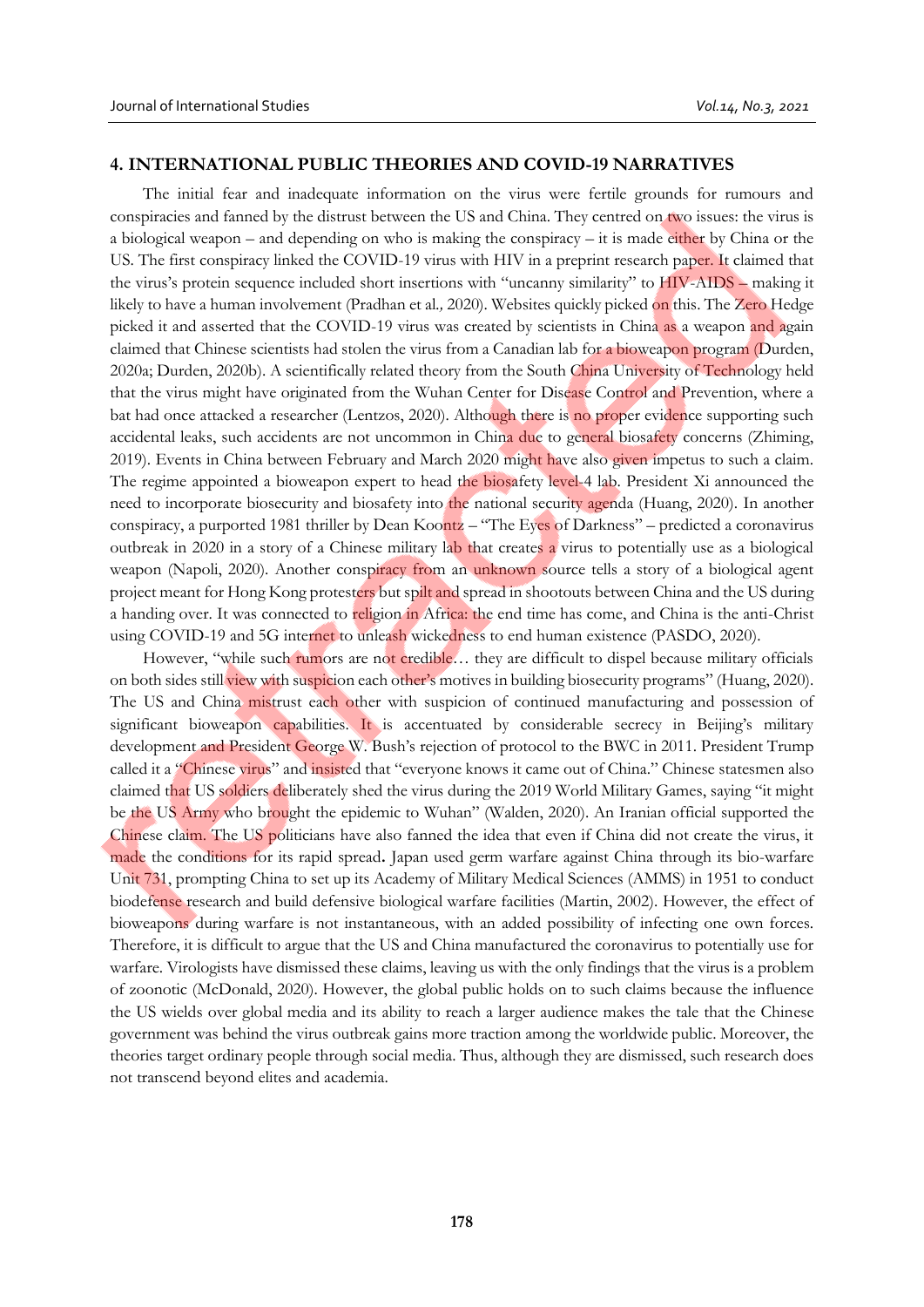## 4. INTERNATIONAL PUBLIC THEORIES AND COVID-19 NARRATIVES

The initial fear and inadequate information on the virus were fertile grounds for rumours and conspiracies and fanned by the distrust between the US and China. They centred on two issues: the virus is a biological weapon – and depending on who is making the conspiracy – it is made either by China or the US. The first conspiracy linked the COVID-19 virus with HIV in a preprint research paper. It claimed that the virus's protein sequence included short insertions with "uncanny similarity" to HIV-AIDS – making it likely to have a human involvement (Pradhan et al*.,* 2020). Websites quickly picked on this. The Zero Hedge picked it and asserted that the COVID-19 virus was created by scientists in China as a weapon and again claimed that Chinese scientists had stolen the virus from a Canadian lab for a bioweapon program (Durden, 2020a; Durden, 2020b). A scientifically related theory from the South China University of Technology held that the virus might have originated from the Wuhan Center for Disease Control and Prevention, where a bat had once attacked a researcher (Lentzos, 2020). Although there is no proper evidence supporting such accidental leaks, such accidents are not uncommon in China due to general biosafety concerns (Zhiming, 2019). Events in China between February and March 2020 might have also given impetus to such a claim. The regime appointed a bioweapon expert to head the biosafety level-4 lab. President Xi announced the need to incorporate biosecurity and biosafety into the national security agenda (Huang, 2020). In another conspiracy, a purported 1981 thriller by Dean Koontz – "The Eyes of Darkness" – predicted a coronavirus outbreak in 2020 in a story of a Chinese military lab that creates a virus to potentially use as a biological weapon (Napoli, 2020). Another conspiracy from an unknown source tells a story of a biological agent project meant for Hong Kong protesters but spilt and spread in shootouts between China and the US during a handing over. It was connected to religion in Africa: the end time has come, and China is the anti-Christ using COVID-19 and 5G internet to unleash wickedness to end human existence (PASDO, 2020).

However, "while such rumors are not credible… they are difficult to dispel because military officials on both sides still view with suspicion each other's motives in building biosecurity programs" (Huang, 2020). The US and China mistrust each other with suspicion of continued manufacturing and possession of significant bioweapon capabilities. It is accentuated by considerable secrecy in Beijing's military development and President George W. Bush's rejection of protocol to the BWC in 2011. President Trump called it a "Chinese virus" and insisted that "everyone knows it came out of China." Chinese statesmen also claimed that US soldiers deliberately shed the virus during the 2019 World Military Games, saying "it might be the US Army who brought the epidemic to Wuhan" (Walden, 2020). An Iranian official supported the Chinese claim. The US politicians have also fanned the idea that even if China did not create the virus, it made the conditions for its rapid spread**.** Japan used germ warfare against China through its bio-warfare Unit 731, prompting China to set up its Academy of Military Medical Sciences (AMMS) in 1951 to conduct biodefense research and build defensive biological warfare facilities (Martin, 2002). However, the effect of bioweapons during warfare is not instantaneous, with an added possibility of infecting one own forces. Therefore, it is difficult to argue that the US and China manufactured the coronavirus to potentially use for warfare. Virologists have dismissed these claims, leaving us with the only findings that the virus is a problem of zoonotic (McDonald, 2020). However, the global public holds on to such claims because the influence the US wields over global media and its ability to reach a larger audience makes the tale that the Chinese government was behind the virus outbreak gains more traction among the worldwide public. Moreover, the theories target ordinary people through social media. Thus, although they are dismissed, such research does not transcend beyond elites and academia.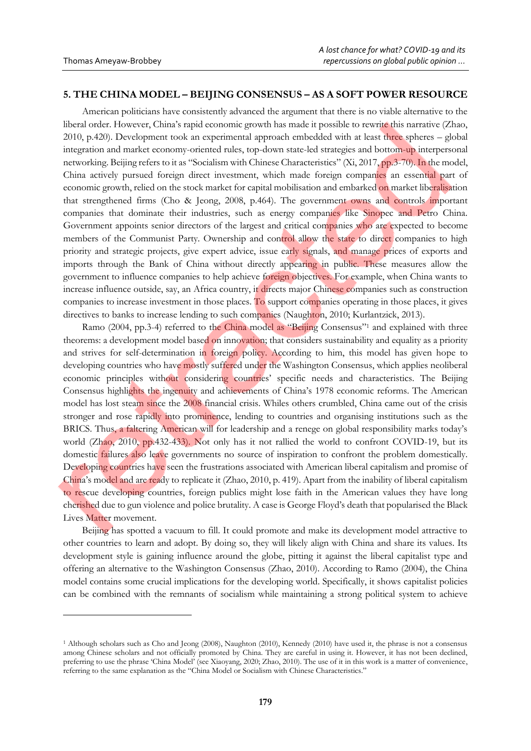## 5. THE CHINA MODEL – BEIJING CONSENSUS – AS A SOFT POWER RESOURCE

American politicians have consistently advanced the argument that there is no viable alternative to the liberal order. However, China's rapid economic growth has made it possible to rewrite this narrative (Zhao, 2010, p.420). Development took an experimental approach embedded with at least three spheres – global integration and market economy-oriented rules, top-down state-led strategies and bottom-up interpersonal networking. Beijing refers to it as "Socialism with Chinese Characteristics" (Xi, 2017, pp.3-70). In the model, China actively pursued foreign direct investment, which made foreign companies an essential part of economic growth, relied on the stock market for capital mobilisation and embarked on market liberalisation that strengthened firms (Cho & Jeong, 2008, p.464). The government owns and controls important companies that dominate their industries, such as energy companies like Sinopec and Petro China. Government appoints senior directors of the largest and critical companies who are expected to become members of the Communist Party. Ownership and control allow the state to direct companies to high priority and strategic projects, give expert advice, issue early signals, and manage prices of exports and imports through the Bank of China without directly appearing in public. These measures allow the government to influence companies to help achieve foreign objectives. For example, when China wants to increase influence outside, say, an Africa country, it directs major Chinese companies such as construction companies to increase investment in those places. To support companies operating in those places, it gives directives to banks to increase lending to such companies (Naughton, 2010; Kurlantzick, 2013).

Ramo (2004, pp.3-4) referred to the China model as "Beijing Consensus"[1] and explained with three theorems: a development model based on innovation; that considers sustainability and equality as a priority and strives for self-determination in foreign policy. According to him, this model has given hope to developing countries who have mostly suffered under the Washington Consensus, which applies neoliberal economic principles without considering countries' specific needs and characteristics. The Beijing Consensus highlights the ingenuity and achievements of China's 1978 economic reforms. The American model has lost steam since the 2008 financial crisis. Whiles others crumbled, China came out of the crisis stronger and rose rapidly into prominence, lending to countries and organising institutions such as the BRICS. Thus, a faltering American will for leadership and a renege on global responsibility marks today's world (Zhao, 2010, pp.432-433). Not only has it not rallied the world to confront COVID-19, but its domestic failures also leave governments no source of inspiration to confront the problem domestically. Developing countries have seen the frustrations associated with American liberal capitalism and promise of China's model and are ready to replicate it (Zhao, 2010, p. 419). Apart from the inability of liberal capitalism to rescue developing countries, foreign publics might lose faith in the American values they have long cherished due to gun violence and police brutality. A case is George Floyd's death that popularised the Black Lives Matter movement.

Beijing has spotted a vacuum to fill. It could promote and make its development model attractive to other countries to learn and adopt. By doing so, they will likely align with China and share its values. Its development style is gaining influence around the globe, pitting it against the liberal capitalist type and offering an alternative to the Washington Consensus (Zhao, 2010). According to Ramo (2004), the China model contains some crucial implications for the developing world. Specifically, it shows capitalist policies can be combined with the remnants of socialism while maintaining a strong political system to achieve

---

[1] Although scholars such as Cho and Jeong (2008), Naughton (2010), Kennedy (2010) have used it, the phrase is not a consensus among Chinese scholars and not officially promoted by China. They are careful in using it. However, it has not been declined, preferring to use the phrase 'China Model' (see Xiaoyang, 2020; Zhao, 2010). The use of it in this work is a matter of convenience, referring to the same explanation as the "China Model or Socialism with Chinese Characteristics."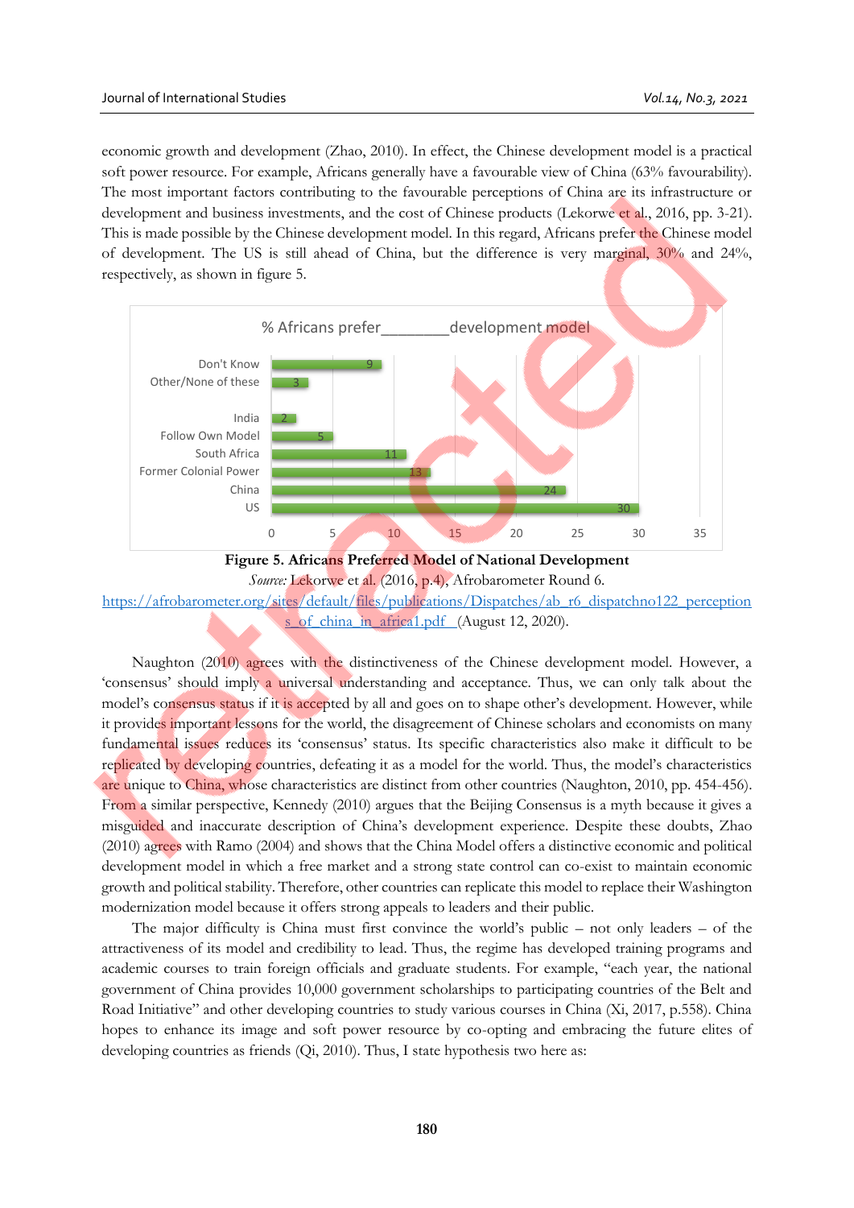economic growth and development (Zhao, 2010). In effect, the Chinese development model is a practical soft power resource. For example, Africans generally have a favourable view of China (63% favourability). The most important factors contributing to the favourable perceptions of China are its infrastructure or development and business investments, and the cost of Chinese products (Lekorwe et al., 2016, pp. 3-21). This is made possible by the Chinese development model. In this regard, Africans prefer the Chinese model of development. The US is still ahead of China, but the difference is very marginal, 30% and 24%, respectively, as shown in figure 5.

% Africans prefer________development model

| Category | % |
|---|---|
| Don't Know | 9 |
| Other/None of these | 3 |
| India | 2 |
| Follow Own Model | 5 |
| South Africa | 11 |
| Former Colonial Power | 13 |
| China | 24 |
| US | 30 |

**Figure 5. Africans Preferred Model of National Development**

*Source:* Lekorwe et al. (2016, p.4), Afrobarometer Round 6. https://afrobarometer.org/sites/default/files/publications/Dispatches/ab_r6_dispatchno122_perceptions_of_china_in_africa1.pdf (August 12, 2020).

Naughton (2010) agrees with the distinctiveness of the Chinese development model. However, a 'consensus' should imply a universal understanding and acceptance. Thus, we can only talk about the model's consensus status if it is accepted by all and goes on to shape other's development. However, while it provides important lessons for the world, the disagreement of Chinese scholars and economists on many fundamental issues reduces its 'consensus' status. Its specific characteristics also make it difficult to be replicated by developing countries, defeating it as a model for the world. Thus, the model's characteristics are unique to China, whose characteristics are distinct from other countries (Naughton, 2010, pp. 454-456). From a similar perspective, Kennedy (2010) argues that the Beijing Consensus is a myth because it gives a misguided and inaccurate description of China's development experience. Despite these doubts, Zhao (2010) agrees with Ramo (2004) and shows that the China Model offers a distinctive economic and political development model in which a free market and a strong state control can co-exist to maintain economic growth and political stability. Therefore, other countries can replicate this model to replace their Washington modernization model because it offers strong appeals to leaders and their public.

The major difficulty is China must first convince the world's public – not only leaders – of the attractiveness of its model and credibility to lead. Thus, the regime has developed training programs and academic courses to train foreign officials and graduate students. For example, "each year, the national government of China provides 10,000 government scholarships to participating countries of the Belt and Road Initiative" and other developing countries to study various courses in China (Xi, 2017, p.558). China hopes to enhance its image and soft power resource by co-opting and embracing the future elites of developing countries as friends (Qi, 2010). Thus, I state hypothesis two here as: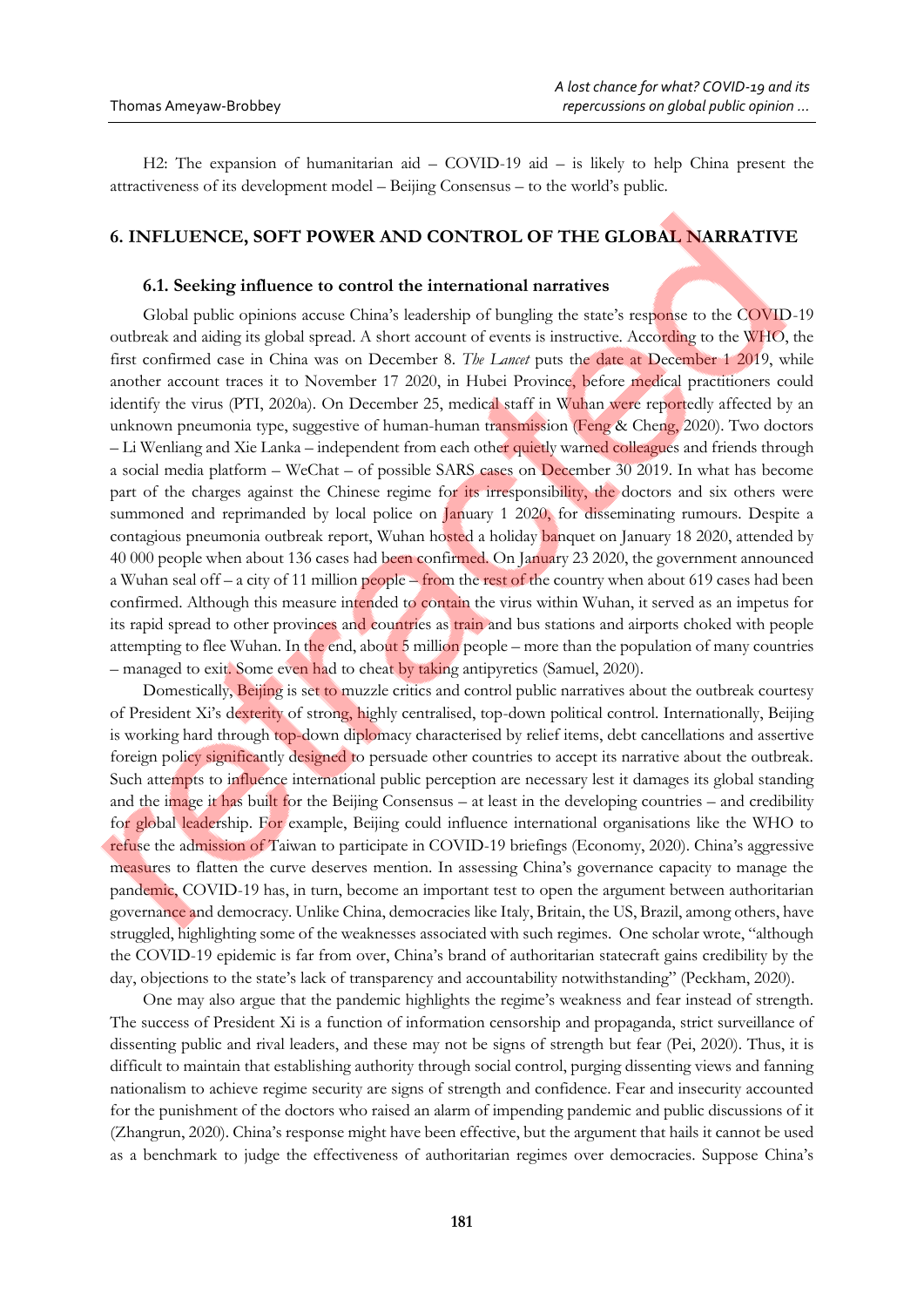H2: The expansion of humanitarian aid – COVID-19 aid – is likely to help China present the attractiveness of its development model – Beijing Consensus – to the world's public.

## 6. INFLUENCE, SOFT POWER AND CONTROL OF THE GLOBAL NARRATIVE

### 6.1. Seeking influence to control the international narratives

Global public opinions accuse China's leadership of bungling the state's response to the COVID-19 outbreak and aiding its global spread. A short account of events is instructive. According to the WHO, the first confirmed case in China was on December 8. *The Lancet* puts the date at December 1 2019, while another account traces it to November 17 2020, in Hubei Province, before medical practitioners could identify the virus (PTI, 2020a). On December 25, medical staff in Wuhan were reportedly affected by an unknown pneumonia type, suggestive of human-human transmission (Feng & Cheng, 2020). Two doctors – Li Wenliang and Xie Lanka – independent from each other quietly warned colleagues and friends through a social media platform – WeChat – of possible SARS cases on December 30 2019. In what has become part of the charges against the Chinese regime for its irresponsibility, the doctors and six others were summoned and reprimanded by local police on January 1 2020, for disseminating rumours. Despite a contagious pneumonia outbreak report, Wuhan hosted a holiday banquet on January 18 2020, attended by 40 000 people when about 136 cases had been confirmed. On January 23 2020, the government announced a Wuhan seal off – a city of 11 million people – from the rest of the country when about 619 cases had been confirmed. Although this measure intended to contain the virus within Wuhan, it served as an impetus for its rapid spread to other provinces and countries as train and bus stations and airports choked with people attempting to flee Wuhan. In the end, about 5 million people – more than the population of many countries – managed to exit. Some even had to cheat by taking antipyretics (Samuel, 2020).

Domestically, Beijing is set to muzzle critics and control public narratives about the outbreak courtesy of President Xi's dexterity of strong, highly centralised, top-down political control. Internationally, Beijing is working hard through top-down diplomacy characterised by relief items, debt cancellations and assertive foreign policy significantly designed to persuade other countries to accept its narrative about the outbreak. Such attempts to influence international public perception are necessary lest it damages its global standing and the image it has built for the Beijing Consensus – at least in the developing countries – and credibility for global leadership. For example, Beijing could influence international organisations like the WHO to refuse the admission of Taiwan to participate in COVID-19 briefings (Economy, 2020). China's aggressive measures to flatten the curve deserves mention. In assessing China's governance capacity to manage the pandemic, COVID-19 has, in turn, become an important test to open the argument between authoritarian governance and democracy. Unlike China, democracies like Italy, Britain, the US, Brazil, among others, have struggled, highlighting some of the weaknesses associated with such regimes. One scholar wrote, "although the COVID-19 epidemic is far from over, China's brand of authoritarian statecraft gains credibility by the day, objections to the state's lack of transparency and accountability notwithstanding" (Peckham, 2020).

One may also argue that the pandemic highlights the regime's weakness and fear instead of strength. The success of President Xi is a function of information censorship and propaganda, strict surveillance of dissenting public and rival leaders, and these may not be signs of strength but fear (Pei, 2020). Thus, it is difficult to maintain that establishing authority through social control, purging dissenting views and fanning nationalism to achieve regime security are signs of strength and confidence. Fear and insecurity accounted for the punishment of the doctors who raised an alarm of impending pandemic and public discussions of it (Zhangrun, 2020). China's response might have been effective, but the argument that hails it cannot be used as a benchmark to judge the effectiveness of authoritarian regimes over democracies. Suppose China's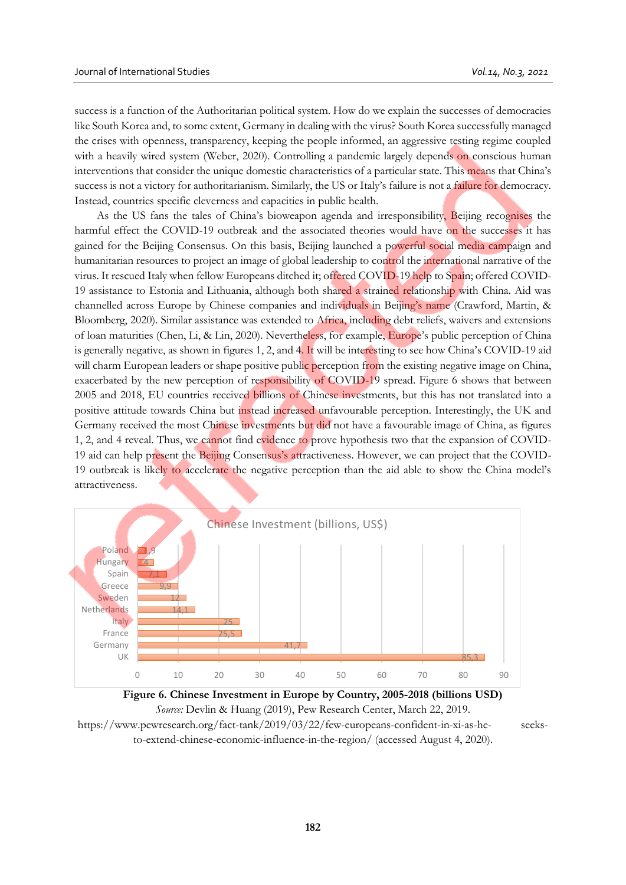success is a function of the Authoritarian political system. How do we explain the successes of democracies like South Korea and, to some extent, Germany in dealing with the virus? South Korea successfully managed the crises with openness, transparency, keeping the people informed, an aggressive testing regime coupled with a heavily wired system (Weber, 2020). Controlling a pandemic largely depends on conscious human interventions that consider the unique domestic characteristics of a particular state. This means that China's success is not a victory for authoritarianism. Similarly, the US or Italy's failure is not a failure for democracy. Instead, countries specific cleverness and capacities in public health.

As the US fans the tales of China's bioweapon agenda and irresponsibility, Beijing recognises the harmful effect the COVID-19 outbreak and the associated theories would have on the successes it has gained for the Beijing Consensus. On this basis, Beijing launched a powerful social media campaign and humanitarian resources to project an image of global leadership to control the international narrative of the virus. It rescued Italy when fellow Europeans ditched it; offered COVID-19 help to Spain; offered COVID-19 assistance to Estonia and Lithuania, although both shared a strained relationship with China. Aid was channelled across Europe by Chinese companies and individuals in Beijing's name (Crawford, Martin, & Bloomberg, 2020). Similar assistance was extended to Africa, including debt reliefs, waivers and extensions of loan maturities (Chen, Li, & Lin, 2020). Nevertheless, for example, Europe's public perception of China is generally negative, as shown in figures 1, 2, and 4. It will be interesting to see how China's COVID-19 aid will charm European leaders or shape positive public perception from the existing negative image on China, exacerbated by the new perception of responsibility of COVID-19 spread. Figure 6 shows that between 2005 and 2018, EU countries received billions of Chinese investments, but this has not translated into a positive attitude towards China but instead increased unfavourable perception. Interestingly, the UK and Germany received the most Chinese investments but did not have a favourable image of China, as figures 1, 2, and 4 reveal. Thus, we cannot find evidence to prove hypothesis two that the expansion of COVID-19 aid can help present the Beijing Consensus's attractiveness. However, we can project that the COVID-19 outbreak is likely to accelerate the negative perception than the aid able to show the China model's attractiveness.

Chinese Investment (billions, US$)

| Country | Investment |
|---|---|
| Poland | 1,9 |
| Hungary | 4 |
| Spain | 7,1 |
| Greece | 9,9 |
| Sweden | 12 |
| Netherlands | 14,1 |
| Italy | 25 |
| France | 25,5 |
| Germany | 41,7 |
| UK | 85,3 |

**Figure 6. Chinese Investment in Europe by Country, 2005-2018 (billions USD)**

*Source:* Devlin & Huang (2019), Pew Research Center, March 22, 2019. https://www.pewresearch.org/fact-tank/2019/03/22/few-europeans-confident-in-xi-as-he-seeks-to-extend-chinese-economic-influence-in-the-region/ (accessed August 4, 2020).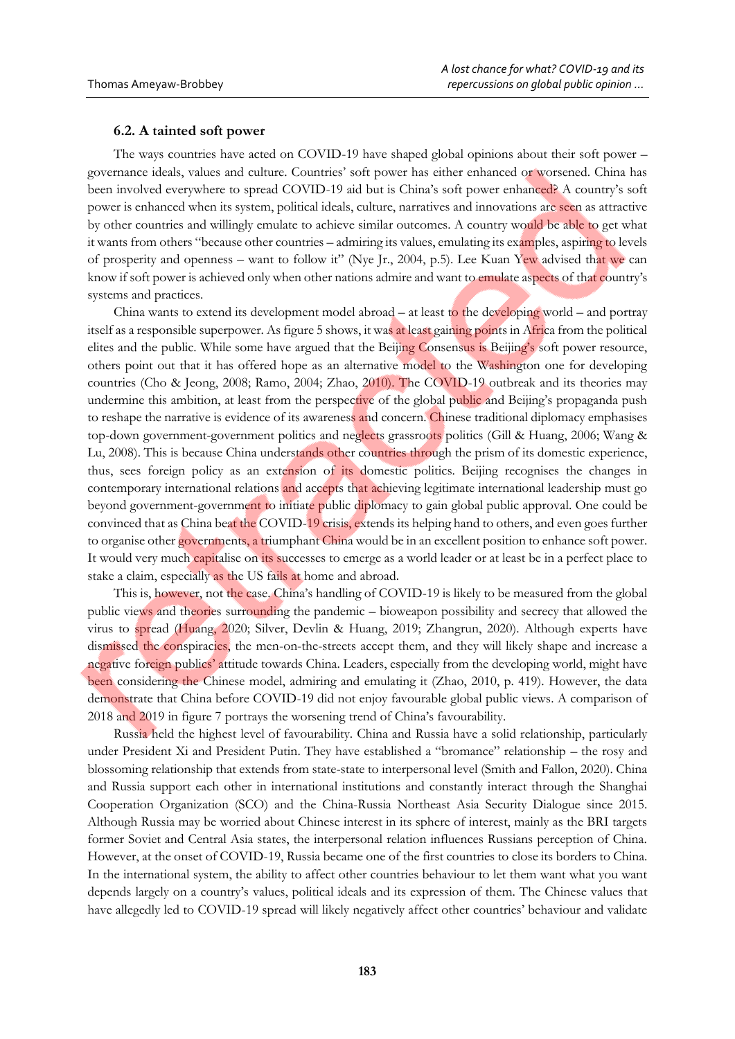### 6.2. A tainted soft power

The ways countries have acted on COVID-19 have shaped global opinions about their soft power – governance ideals, values and culture. Countries' soft power has either enhanced or worsened. China has been involved everywhere to spread COVID-19 aid but is China's soft power enhanced? A country's soft power is enhanced when its system, political ideals, culture, narratives and innovations are seen as attractive by other countries and willingly emulate to achieve similar outcomes. A country would be able to get what it wants from others "because other countries – admiring its values, emulating its examples, aspiring to levels of prosperity and openness – want to follow it" (Nye Jr., 2004, p.5). Lee Kuan Yew advised that we can know if soft power is achieved only when other nations admire and want to emulate aspects of that country's systems and practices.

China wants to extend its development model abroad – at least to the developing world – and portray itself as a responsible superpower. As figure 5 shows, it was at least gaining points in Africa from the political elites and the public. While some have argued that the Beijing Consensus is Beijing's soft power resource, others point out that it has offered hope as an alternative model to the Washington one for developing countries (Cho & Jeong, 2008; Ramo, 2004; Zhao, 2010). The COVID-19 outbreak and its theories may undermine this ambition, at least from the perspective of the global public and Beijing's propaganda push to reshape the narrative is evidence of its awareness and concern. Chinese traditional diplomacy emphasises top-down government-government politics and neglects grassroots politics (Gill & Huang, 2006; Wang & Lu, 2008). This is because China understands other countries through the prism of its domestic experience, thus, sees foreign policy as an extension of its domestic politics. Beijing recognises the changes in contemporary international relations and accepts that achieving legitimate international leadership must go beyond government-government to initiate public diplomacy to gain global public approval. One could be convinced that as China beat the COVID-19 crisis, extends its helping hand to others, and even goes further to organise other governments, a triumphant China would be in an excellent position to enhance soft power. It would very much capitalise on its successes to emerge as a world leader or at least be in a perfect place to stake a claim, especially as the US fails at home and abroad.

This is, however, not the case. China's handling of COVID-19 is likely to be measured from the global public views and theories surrounding the pandemic – bioweapon possibility and secrecy that allowed the virus to spread (Huang, 2020; Silver, Devlin & Huang, 2019; Zhangrun, 2020). Although experts have dismissed the conspiracies, the men-on-the-streets accept them, and they will likely shape and increase a negative foreign publics' attitude towards China. Leaders, especially from the developing world, might have been considering the Chinese model, admiring and emulating it (Zhao, 2010, p. 419). However, the data demonstrate that China before COVID-19 did not enjoy favourable global public views. A comparison of 2018 and 2019 in figure 7 portrays the worsening trend of China's favourability.

Russia held the highest level of favourability. China and Russia have a solid relationship, particularly under President Xi and President Putin. They have established a "bromance" relationship – the rosy and blossoming relationship that extends from state-state to interpersonal level (Smith and Fallon, 2020). China and Russia support each other in international institutions and constantly interact through the Shanghai Cooperation Organization (SCO) and the China-Russia Northeast Asia Security Dialogue since 2015. Although Russia may be worried about Chinese interest in its sphere of interest, mainly as the BRI targets former Soviet and Central Asia states, the interpersonal relation influences Russians perception of China. However, at the onset of COVID-19, Russia became one of the first countries to close its borders to China. In the international system, the ability to affect other countries behaviour to let them want what you want depends largely on a country's values, political ideals and its expression of them. The Chinese values that have allegedly led to COVID-19 spread will likely negatively affect other countries' behaviour and validate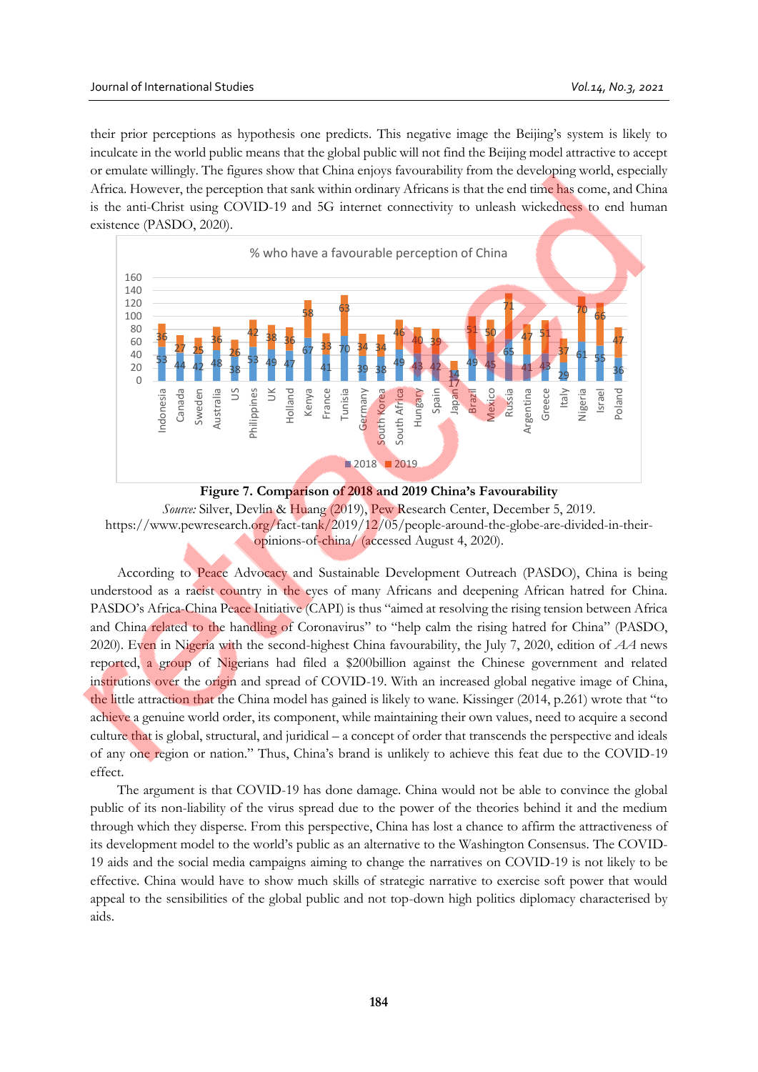their prior perceptions as hypothesis one predicts. This negative image the Beijing's system is likely to inculcate in the world public means that the global public will not find the Beijing model attractive to accept or emulate willingly. The figures show that China enjoys favourability from the developing world, especially Africa. However, the perception that sank within ordinary Africans is that the end time has come, and China is the anti-Christ using COVID-19 and 5G internet connectivity to unleash wickedness to end human existence (PASDO, 2020).

**Figure 7. Comparison of 2018 and 2019 China's Favourability**

*Source:* Silver, Devlin & Huang (2019), Pew Research Center, December 5, 2019. https://www.pewresearch.org/fact-tank/2019/12/05/people-around-the-globe-are-divided-in-their-opinions-of-china/ (accessed August 4, 2020).

According to Peace Advocacy and Sustainable Development Outreach (PASDO), China is being understood as a racist country in the eyes of many Africans and deepening African hatred for China. PASDO's Africa-China Peace Initiative (CAPI) is thus "aimed at resolving the rising tension between Africa and China related to the handling of Coronavirus" to "help calm the rising hatred for China" (PASDO, 2020). Even in Nigeria with the second-highest China favourability, the July 7, 2020, edition of *AA* news reported, a group of Nigerians had filed a $200billion against the Chinese government and related institutions over the origin and spread of COVID-19. With an increased global negative image of China, the little attraction that the China model has gained is likely to wane. Kissinger (2014, p.261) wrote that "to achieve a genuine world order, its component, while maintaining their own values, need to acquire a second culture that is global, structural, and juridical – a concept of order that transcends the perspective and ideals of any one region or nation." Thus, China's brand is unlikely to achieve this feat due to the COVID-19 effect.

The argument is that COVID-19 has done damage. China would not be able to convince the global public of its non-liability of the virus spread due to the power of the theories behind it and the medium through which they disperse. From this perspective, China has lost a chance to affirm the attractiveness of its development model to the world's public as an alternative to the Washington Consensus. The COVID-19 aids and the social media campaigns aiming to change the narratives on COVID-19 is not likely to be effective. China would have to show much skills of strategic narrative to exercise soft power that would appeal to the sensibilities of the global public and not top-down high politics diplomacy characterised by aids.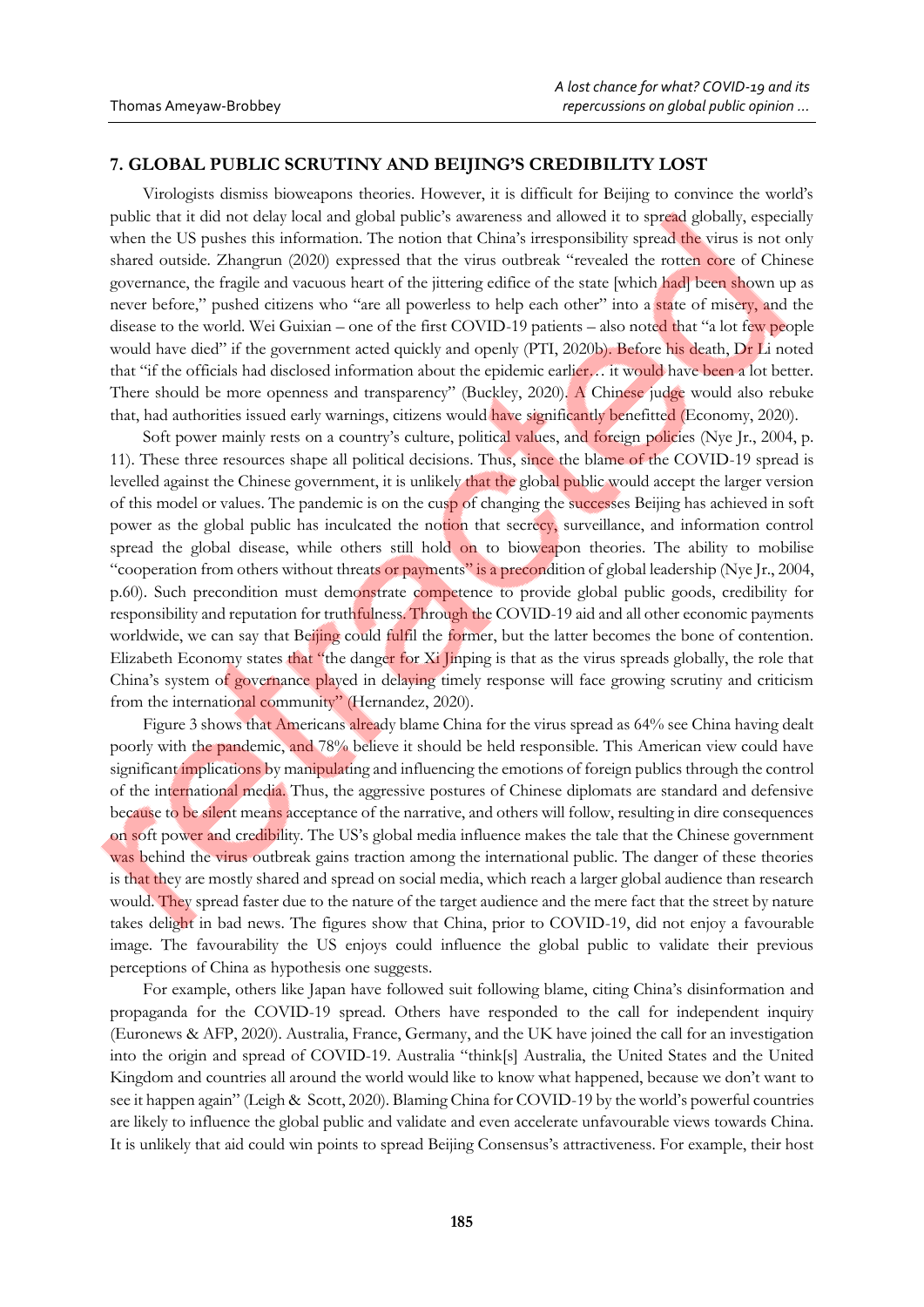## 7. GLOBAL PUBLIC SCRUTINY AND BEIJING'S CREDIBILITY LOST

Virologists dismiss bioweapons theories. However, it is difficult for Beijing to convince the world's public that it did not delay local and global public's awareness and allowed it to spread globally, especially when the US pushes this information. The notion that China's irresponsibility spread the virus is not only shared outside. Zhangrun (2020) expressed that the virus outbreak "revealed the rotten core of Chinese governance, the fragile and vacuous heart of the jittering edifice of the state [which had] been shown up as never before," pushed citizens who "are all powerless to help each other" into a state of misery, and the disease to the world. Wei Guixian – one of the first COVID-19 patients – also noted that "a lot few people would have died" if the government acted quickly and openly (PTI, 2020b). Before his death, Dr Li noted that "if the officials had disclosed information about the epidemic earlier… it would have been a lot better. There should be more openness and transparency" (Buckley, 2020). A Chinese judge would also rebuke that, had authorities issued early warnings, citizens would have significantly benefitted (Economy, 2020).

Soft power mainly rests on a country's culture, political values, and foreign policies (Nye Jr., 2004, p. 11). These three resources shape all political decisions. Thus, since the blame of the COVID-19 spread is levelled against the Chinese government, it is unlikely that the global public would accept the larger version of this model or values. The pandemic is on the cusp of changing the successes Beijing has achieved in soft power as the global public has inculcated the notion that secrecy, surveillance, and information control spread the global disease, while others still hold on to bioweapon theories. The ability to mobilise "cooperation from others without threats or payments" is a precondition of global leadership (Nye Jr., 2004, p.60). Such precondition must demonstrate competence to provide global public goods, credibility for responsibility and reputation for truthfulness. Through the COVID-19 aid and all other economic payments worldwide, we can say that Beijing could fulfil the former, but the latter becomes the bone of contention. Elizabeth Economy states that "the danger for Xi Jinping is that as the virus spreads globally, the role that China's system of governance played in delaying timely response will face growing scrutiny and criticism from the international community" (Hernandez, 2020).

Figure 3 shows that Americans already blame China for the virus spread as 64% see China having dealt poorly with the pandemic, and 78% believe it should be held responsible. This American view could have significant implications by manipulating and influencing the emotions of foreign publics through the control of the international media. Thus, the aggressive postures of Chinese diplomats are standard and defensive because to be silent means acceptance of the narrative, and others will follow, resulting in dire consequences on soft power and credibility. The US's global media influence makes the tale that the Chinese government was behind the virus outbreak gains traction among the international public. The danger of these theories is that they are mostly shared and spread on social media, which reach a larger global audience than research would. They spread faster due to the nature of the target audience and the mere fact that the street by nature takes delight in bad news. The figures show that China, prior to COVID-19, did not enjoy a favourable image. The favourability the US enjoys could influence the global public to validate their previous perceptions of China as hypothesis one suggests.

For example, others like Japan have followed suit following blame, citing China's disinformation and propaganda for the COVID-19 spread. Others have responded to the call for independent inquiry (Euronews & AFP, 2020). Australia, France, Germany, and the UK have joined the call for an investigation into the origin and spread of COVID-19. Australia "think[s] Australia, the United States and the United Kingdom and countries all around the world would like to know what happened, because we don't want to see it happen again" (Leigh & Scott, 2020). Blaming China for COVID-19 by the world's powerful countries are likely to influence the global public and validate and even accelerate unfavourable views towards China. It is unlikely that aid could win points to spread Beijing Consensus's attractiveness. For example, their host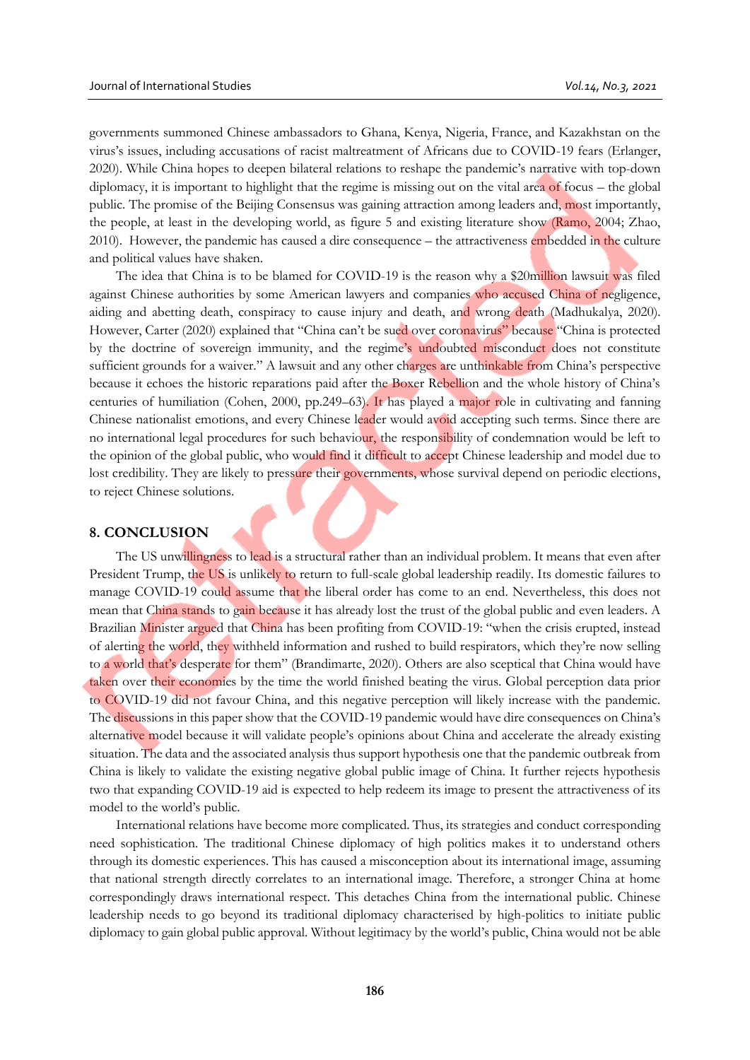governments summoned Chinese ambassadors to Ghana, Kenya, Nigeria, France, and Kazakhstan on the virus's issues, including accusations of racist maltreatment of Africans due to COVID-19 fears (Erlanger, 2020). While China hopes to deepen bilateral relations to reshape the pandemic's narrative with top-down diplomacy, it is important to highlight that the regime is missing out on the vital area of focus – the global public. The promise of the Beijing Consensus was gaining attraction among leaders and, most importantly, the people, at least in the developing world, as figure 5 and existing literature show (Ramo, 2004; Zhao, 2010). However, the pandemic has caused a dire consequence – the attractiveness embedded in the culture and political values have shaken.

The idea that China is to be blamed for COVID-19 is the reason why a $20million lawsuit was filed against Chinese authorities by some American lawyers and companies who accused China of negligence, aiding and abetting death, conspiracy to cause injury and death, and wrong death (Madhukalya, 2020). However, Carter (2020) explained that "China can't be sued over coronavirus" because "China is protected by the doctrine of sovereign immunity, and the regime's undoubted misconduct does not constitute sufficient grounds for a waiver." A lawsuit and any other charges are unthinkable from China's perspective because it echoes the historic reparations paid after the Boxer Rebellion and the whole history of China's centuries of humiliation (Cohen, 2000, pp.249–63). It has played a major role in cultivating and fanning Chinese nationalist emotions, and every Chinese leader would avoid accepting such terms. Since there are no international legal procedures for such behaviour, the responsibility of condemnation would be left to the opinion of the global public, who would find it difficult to accept Chinese leadership and model due to lost credibility. They are likely to pressure their governments, whose survival depend on periodic elections, to reject Chinese solutions.

## 8. CONCLUSION

The US unwillingness to lead is a structural rather than an individual problem. It means that even after President Trump, the US is unlikely to return to full-scale global leadership readily. Its domestic failures to manage COVID-19 could assume that the liberal order has come to an end. Nevertheless, this does not mean that China stands to gain because it has already lost the trust of the global public and even leaders. A Brazilian Minister argued that China has been profiting from COVID-19: "when the crisis erupted, instead of alerting the world, they withheld information and rushed to build respirators, which they're now selling to a world that's desperate for them" (Brandimarte, 2020). Others are also sceptical that China would have taken over their economies by the time the world finished beating the virus. Global perception data prior to COVID-19 did not favour China, and this negative perception will likely increase with the pandemic. The discussions in this paper show that the COVID-19 pandemic would have dire consequences on China's alternative model because it will validate people's opinions about China and accelerate the already existing situation. The data and the associated analysis thus support hypothesis one that the pandemic outbreak from China is likely to validate the existing negative global public image of China. It further rejects hypothesis two that expanding COVID-19 aid is expected to help redeem its image to present the attractiveness of its model to the world's public.

International relations have become more complicated. Thus, its strategies and conduct corresponding need sophistication. The traditional Chinese diplomacy of high politics makes it to understand others through its domestic experiences. This has caused a misconception about its international image, assuming that national strength directly correlates to an international image. Therefore, a stronger China at home correspondingly draws international respect. This detaches China from the international public. Chinese leadership needs to go beyond its traditional diplomacy characterised by high-politics to initiate public diplomacy to gain global public approval. Without legitimacy by the world's public, China would not be able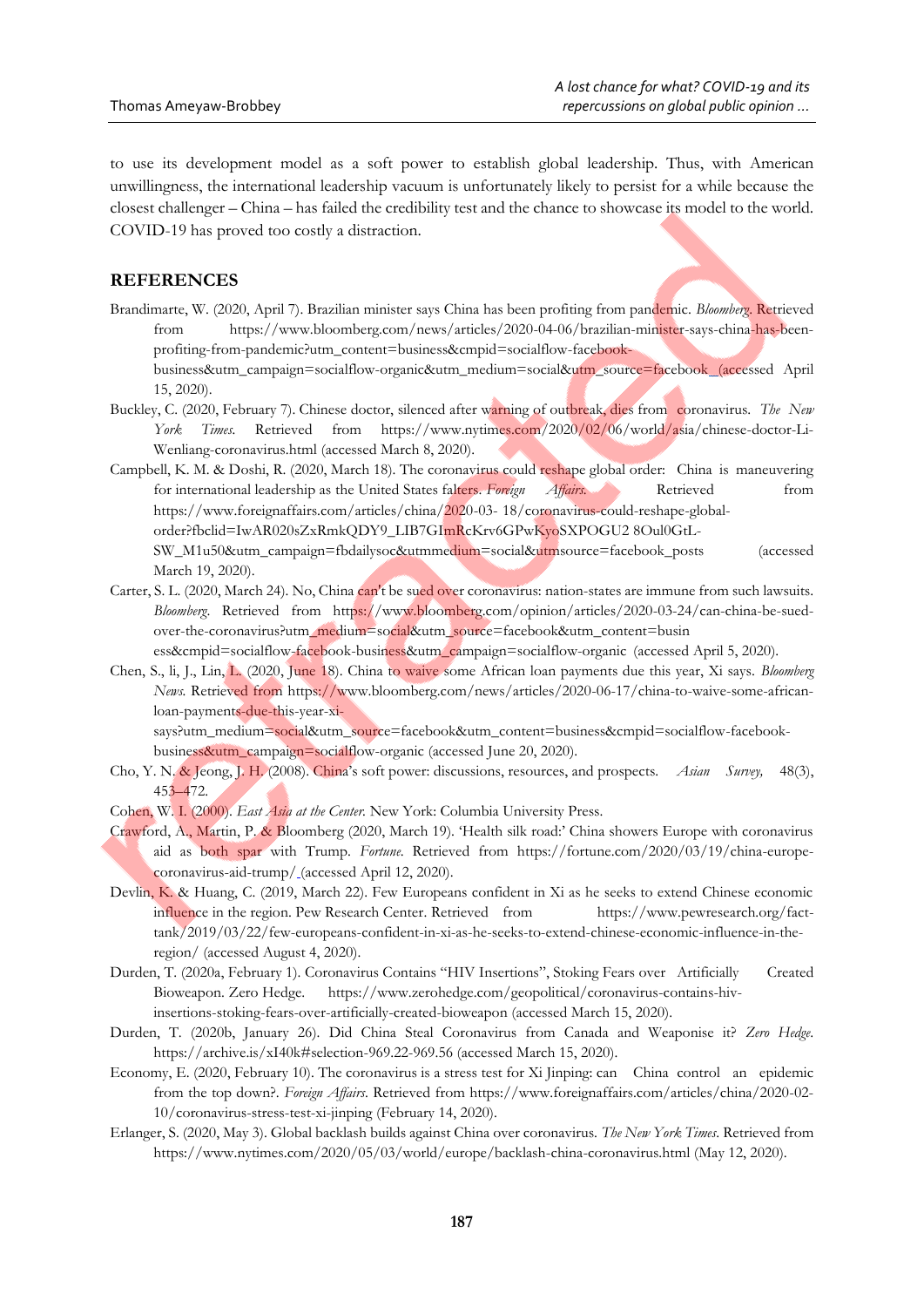to use its development model as a soft power to establish global leadership. Thus, with American unwillingness, the international leadership vacuum is unfortunately likely to persist for a while because the closest challenger – China – has failed the credibility test and the chance to showcase its model to the world. COVID-19 has proved too costly a distraction.

## REFERENCES

Brandimarte, W. (2020, April 7). Brazilian minister says China has been profiting from pandemic. *Bloomberg*. Retrieved from https://www.bloomberg.com/news/articles/2020-04-06/brazilian-minister-says-china-has-been-profiting-from-pandemic?utm_content=business&cmpid=socialflow-facebook-business&utm_campaign=socialflow-organic&utm_medium=social&utm_source=facebook_(accessed April 15, 2020).

Buckley, C. (2020, February 7). Chinese doctor, silenced after warning of outbreak, dies from coronavirus. *The New York Times*. Retrieved from https://www.nytimes.com/2020/02/06/world/asia/chinese-doctor-Li-Wenliang-coronavirus.html (accessed March 8, 2020).

Campbell, K. M. & Doshi, R. (2020, March 18). The coronavirus could reshape global order: China is maneuvering for international leadership as the United States falters. *Foreign Affairs*. Retrieved from https://www.foreignaffairs.com/articles/china/2020-03- 18/coronavirus-could-reshape-global-order?fbclid=IwAR020sZxRmkQDY9_LIB7GImRcKrv6GPwKyoSXPOGU2 8Oul0GtL-SW_M1u50&utm_campaign=fbdailysoc&utmmedium=social&utmsource=facebook_posts (accessed March 19, 2020).

Carter, S. L. (2020, March 24). No, China can't be sued over coronavirus: nation-states are immune from such lawsuits. *Bloomberg*. Retrieved from https://www.bloomberg.com/opinion/articles/2020-03-24/can-china-be-sued-over-the-coronavirus?utm_medium=social&utm_source=facebook&utm_content=busin ess&cmpid=socialflow-facebook-business&utm_campaign=socialflow-organic (accessed April 5, 2020).

Chen, S., li, J., Lin, L. (2020, June 18). China to waive some African loan payments due this year, Xi says. *Bloomberg News*. Retrieved from https://www.bloomberg.com/news/articles/2020-06-17/china-to-waive-some-african-loan-payments-due-this-year-xi-says?utm_medium=social&utm_source=facebook&utm_content=business&cmpid=socialflow-facebook-business&utm_campaign=socialflow-organic (accessed June 20, 2020).

Cho, Y. N. & Jeong, J. H. (2008). China's soft power: discussions, resources, and prospects. *Asian Survey*, 48(3), 453–472.

Cohen, W. I. (2000). *East Asia at the Center*. New York: Columbia University Press.

Crawford, A., Martin, P. & Bloomberg (2020, March 19). 'Health silk road:' China showers Europe with coronavirus aid as both spar with Trump. *Fortune*. Retrieved from https://fortune.com/2020/03/19/china-europe-coronavirus-aid-trump/ (accessed April 12, 2020).

Devlin, K. & Huang, C. (2019, March 22). Few Europeans confident in Xi as he seeks to extend Chinese economic influence in the region. Pew Research Center. Retrieved from https://www.pewresearch.org/fact-tank/2019/03/22/few-europeans-confident-in-xi-as-he-seeks-to-extend-chinese-economic-influence-in-the-region/ (accessed August 4, 2020).

Durden, T. (2020a, February 1). Coronavirus Contains "HIV Insertions", Stoking Fears over Artificially Created Bioweapon. Zero Hedge. https://www.zerohedge.com/geopolitical/coronavirus-contains-hiv-insertions-stoking-fears-over-artificially-created-bioweapon (accessed March 15, 2020).

Durden, T. (2020b, January 26). Did China Steal Coronavirus from Canada and Weaponise it? *Zero Hedge*. https://archive.is/xI40k#selection-969.22-969.56 (accessed March 15, 2020).

Economy, E. (2020, February 10). The coronavirus is a stress test for Xi Jinping: can China control an epidemic from the top down?. *Foreign Affairs*. Retrieved from https://www.foreignaffairs.com/articles/china/2020-02-10/coronavirus-stress-test-xi-jinping (February 14, 2020).

Erlanger, S. (2020, May 3). Global backlash builds against China over coronavirus. *The New York Times*. Retrieved from https://www.nytimes.com/2020/05/03/world/europe/backlash-china-coronavirus.html (May 12, 2020).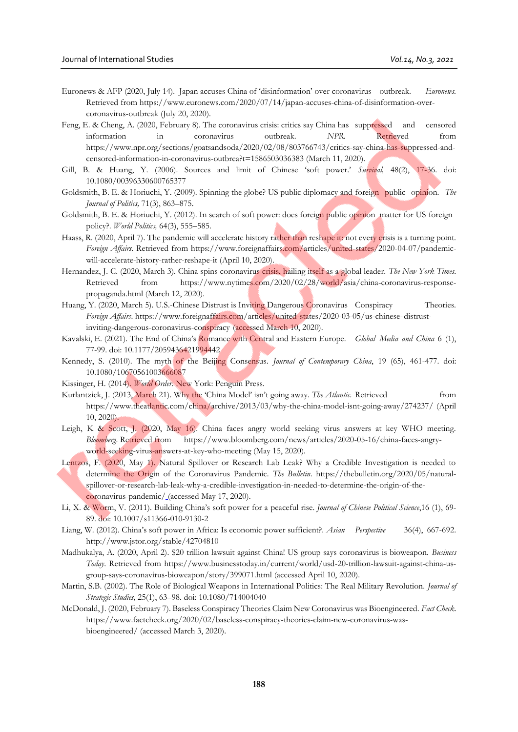Euronews & AFP (2020, July 14). Japan accuses China of 'disinformation' over coronavirus outbreak. *Euronews.* Retrieved from https://www.euronews.com/2020/07/14/japan-accuses-china-of-disinformation-over-coronavirus-outbreak (July 20, 2020).

Feng, E. & Cheng, A. (2020, February 8). The coronavirus crisis: critics say China has suppressed and censored information in coronavirus outbreak. *NPR.* Retrieved from https://www.npr.org/sections/goatsandsoda/2020/02/08/803766743/critics-say-china-has-suppressed-and-censored-information-in-coronavirus-outbrea?t=1586503036383 (March 11, 2020).

Gill, B. & Huang, Y. (2006). Sources and limit of Chinese 'soft power.' *Survival,* 48(2), 17-36. doi: 10.1080/00396330600765377

Goldsmith, B. E. & Horiuchi, Y. (2009). Spinning the globe? US public diplomacy and foreign public opinion. *The Journal of Politics,* 71(3), 863–875.

Goldsmith, B. E. & Horiuchi, Y. (2012). In search of soft power: does foreign public opinion matter for US foreign policy?. *World Politics,* 64(3), 555–585.

Haass, R. (2020, April 7). The pandemic will accelerate history rather than reshape it: not every crisis is a turning point. *Foreign Affairs.* Retrieved from https://www.foreignaffairs.com/articles/united-states/2020-04-07/pandemic-will-accelerate-history-rather-reshape-it (April 10, 2020).

Hernandez, J. C. (2020, March 3). China spins coronavirus crisis, hailing itself as a global leader. *The New York Times.* Retrieved from https://www.nytimes.com/2020/02/28/world/asia/china-coronavirus-response-propaganda.html (March 12, 2020).

Huang, Y. (2020, March 5). U.S.-Chinese Distrust is Inviting Dangerous Coronavirus Conspiracy Theories. *Foreign Affairs*. https://www.foreignaffairs.com/articles/united-states/2020-03-05/us-chinese-distrust-inviting-dangerous-coronavirus-conspiracy (accessed March 10, 2020).

Kavalski, E. (2021). The End of China's Romance with Central and Eastern Europe. *Global Media and China* 6 (1), 77-99. doi: 10.1177/2059436421994442

Kennedy, S. (2010). The myth of the Beijing Consensus. *Journal of Contemporary China*, 19 (65), 461-477. doi: 10.1080/10670561003666087

Kissinger, H. (2014). *World Order.* New York: Penguin Press.

Kurlantzick, J. (2013, March 21). Why the 'China Model' isn't going away. *The Atlantic.* Retrieved from https://www.theatlantic.com/china/archive/2013/03/why-the-china-model-isnt-going-away/274237/ (April 10, 2020).

Leigh, K & Scott, J. (2020, May 16). China faces angry world seeking virus answers at key WHO meeting. *Bloomberg.* Retrieved from https://www.bloomberg.com/news/articles/2020-05-16/china-faces-angry-world-seeking-virus-answers-at-key-who-meeting (May 15, 2020).

Lentzos, F. (2020, May 1). Natural Spillover or Research Lab Leak? Why a Credible Investigation is needed to determine the Origin of the Coronavirus Pandemic. *The Bulletin.* https://thebulletin.org/2020/05/natural-spillover-or-research-lab-leak-why-a-credible-investigation-in-needed-to-determine-the-origin-of-the-coronavirus-pandemic/ (accessed May 17, 2020).

Li, X. & Worm, V. (2011). Building China's soft power for a peaceful rise. *Journal of Chinese Political Science*,16 (1), 69-89. doi: 10.1007/s11366-010-9130-2

Liang, W. (2012). China's soft power in Africa: Is economic power sufficient?. *Asian Perspective* 36(4), 667-692. http://www.jstor.org/stable/42704810

Madhukalya, A. (2020, April 2). $20 trillion lawsuit against China! US group says coronavirus is bioweapon. *Business Today.* Retrieved from https://www.businesstoday.in/current/world/usd-20-trillion-lawsuit-against-china-us-group-says-coronavirus-bioweapon/story/399071.html (accessed April 10, 2020).

Martin, S.B. (2002). The Role of Biological Weapons in International Politics: The Real Military Revolution. *Journal of Strategic Studies,* 25(1), 63–98. doi: 10.1080/714004040

McDonald, J. (2020, February 7). Baseless Conspiracy Theories Claim New Coronavirus was Bioengineered. *Fact Check.* https://www.factcheck.org/2020/02/baseless-conspiracy-theories-claim-new-coronavirus-was-bioengineered/ (accessed March 3, 2020).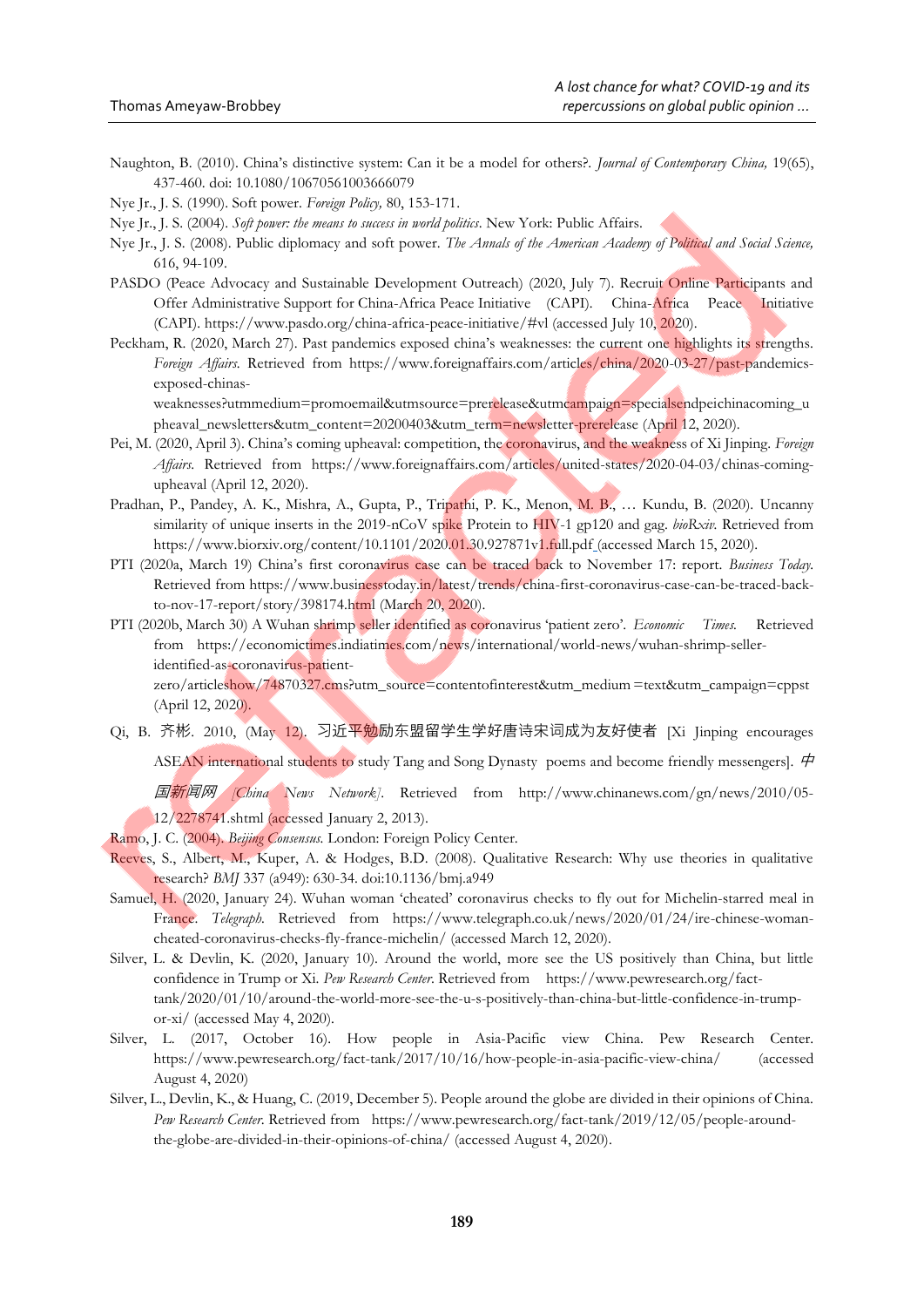Naughton, B. (2010). China's distinctive system: Can it be a model for others?. *Journal of Contemporary China,* 19(65), 437-460. doi: 10.1080/10670561003666079

Nye Jr., J. S. (1990). Soft power. *Foreign Policy,* 80, 153-171.

Nye Jr., J. S. (2004). *Soft power: the means to success in world politics*. New York: Public Affairs.

Nye Jr., J. S. (2008). Public diplomacy and soft power. *The Annals of the American Academy of Political and Social Science,* 616, 94-109.

PASDO (Peace Advocacy and Sustainable Development Outreach) (2020, July 7). Recruit Online Participants and Offer Administrative Support for China-Africa Peace Initiative (CAPI). China-Africa Peace Initiative (CAPI). https://www.pasdo.org/china-africa-peace-initiative/#vl (accessed July 10, 2020).

Peckham, R. (2020, March 27). Past pandemics exposed china's weaknesses: the current one highlights its strengths. *Foreign Affairs.* Retrieved from https://www.foreignaffairs.com/articles/china/2020-03-27/past-pandemics-exposed-chinas-weaknesses?utmmedium=promoemail&utmsource=prerelease&utmcampaign=specialsendpeichinacoming_upheaval_newsletters&utm_content=20200403&utm_term=newsletter-prerelease (April 12, 2020).

Pei, M. (2020, April 3). China's coming upheaval: competition, the coronavirus, and the weakness of Xi Jinping. *Foreign Affairs.* Retrieved from https://www.foreignaffairs.com/articles/united-states/2020-04-03/chinas-coming-upheaval (April 12, 2020).

Pradhan, P., Pandey, A. K., Mishra, A., Gupta, P., Tripathi, P. K., Menon, M. B., … Kundu, B. (2020). Uncanny similarity of unique inserts in the 2019-nCoV spike Protein to HIV-1 gp120 and gag. *bioRxiv.* Retrieved from https://www.biorxiv.org/content/10.1101/2020.01.30.927871v1.full.pdf (accessed March 15, 2020).

PTI (2020a, March 19) China's first coronavirus case can be traced back to November 17: report. *Business Today.* Retrieved from https://www.businesstoday.in/latest/trends/china-first-coronavirus-case-can-be-traced-back-to-nov-17-report/story/398174.html (March 20, 2020).

PTI (2020b, March 30) A Wuhan shrimp seller identified as coronavirus 'patient zero'. *Economic Times.* Retrieved from https://economictimes.indiatimes.com/news/international/world-news/wuhan-shrimp-seller-identified-as-coronavirus-patient-zero/articleshow/74870327.cms?utm_source=contentofinterest&utm_medium=text&utm_campaign=cppst (April 12, 2020).

Qi, B. 齐彬. 2010, (May 12). 习近平勉励东盟留学生学好唐诗宋词成为友好使者 [Xi Jinping encourages ASEAN international students to study Tang and Song Dynasty poems and become friendly messengers]. *中国新闻网 [China News Network].* Retrieved from http://www.chinanews.com/gn/news/2010/05-12/2278741.shtml (accessed January 2, 2013).

Ramo, J. C. (2004). *Beijing Consensus.* London: Foreign Policy Center.

Reeves, S., Albert, M., Kuper, A. & Hodges, B.D. (2008). Qualitative Research: Why use theories in qualitative research? *BMJ* 337 (a949): 630-34. doi:10.1136/bmj.a949

Samuel, H. (2020, January 24). Wuhan woman 'cheated' coronavirus checks to fly out for Michelin-starred meal in France. *Telegraph.* Retrieved from https://www.telegraph.co.uk/news/2020/01/24/ire-chinese-woman-cheated-coronavirus-checks-fly-france-michelin/ (accessed March 12, 2020).

Silver, L. & Devlin, K. (2020, January 10). Around the world, more see the US positively than China, but little confidence in Trump or Xi. *Pew Research Center.* Retrieved from https://www.pewresearch.org/fact-tank/2020/01/10/around-the-world-more-see-the-u-s-positively-than-china-but-little-confidence-in-trump-or-xi/ (accessed May 4, 2020).

Silver, L. (2017, October 16). How people in Asia-Pacific view China. Pew Research Center. https://www.pewresearch.org/fact-tank/2017/10/16/how-people-in-asia-pacific-view-china/ (accessed August 4, 2020)

Silver, L., Devlin, K., & Huang, C. (2019, December 5). People around the globe are divided in their opinions of China. *Pew Research Center.* Retrieved from https://www.pewresearch.org/fact-tank/2019/12/05/people-around-the-globe-are-divided-in-their-opinions-of-china/ (accessed August 4, 2020).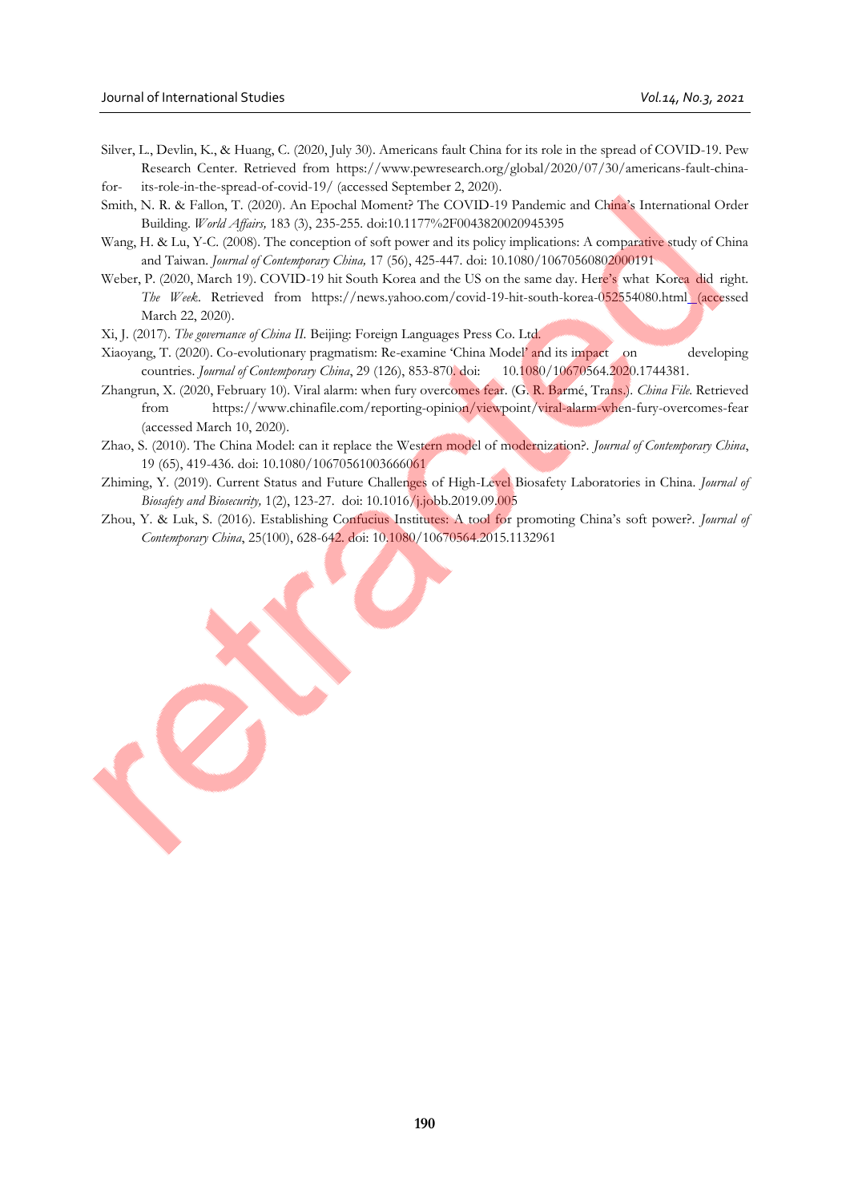Silver, L., Devlin, K., & Huang, C. (2020, July 30). Americans fault China for its role in the spread of COVID-19. Pew Research Center. Retrieved from https://www.pewresearch.org/global/2020/07/30/americans-fault-china-for-its-role-in-the-spread-of-covid-19/ (accessed September 2, 2020).

Smith, N. R. & Fallon, T. (2020). An Epochal Moment? The COVID-19 Pandemic and China's International Order Building. *World Affairs,* 183 (3), 235-255. doi:10.1177%2F0043820020945395

Wang, H. & Lu, Y-C. (2008). The conception of soft power and its policy implications: A comparative study of China and Taiwan. *Journal of Contemporary China,* 17 (56), 425-447. doi: 10.1080/10670560802000191

Weber, P. (2020, March 19). COVID-19 hit South Korea and the US on the same day. Here's what Korea did right. *The Week*. Retrieved from https://news.yahoo.com/covid-19-hit-south-korea-052554080.html (accessed March 22, 2020).

Xi, J. (2017). *The governance of China II.* Beijing: Foreign Languages Press Co. Ltd.

Xiaoyang, T. (2020). Co-evolutionary pragmatism: Re-examine 'China Model' and its impact on developing countries. *Journal of Contemporary China*, 29 (126), 853-870. doi: 10.1080/10670564.2020.1744381.

Zhangrun, X. (2020, February 10). Viral alarm: when fury overcomes fear. (G. R. Barmé, Trans.). *China File.* Retrieved from https://www.chinafile.com/reporting-opinion/viewpoint/viral-alarm-when-fury-overcomes-fear (accessed March 10, 2020).

Zhao, S. (2010). The China Model: can it replace the Western model of modernization?. *Journal of Contemporary China*, 19 (65), 419-436. doi: 10.1080/10670561003666061

Zhiming, Y. (2019). Current Status and Future Challenges of High-Level Biosafety Laboratories in China. *Journal of Biosafety and Biosecurity,* 1(2), 123-27. doi: 10.1016/j.jobb.2019.09.005

Zhou, Y. & Luk, S. (2016). Establishing Confucius Institutes: A tool for promoting China's soft power?. *Journal of Contemporary China*, 25(100), 628-642. doi: 10.1080/10670564.2015.1132961